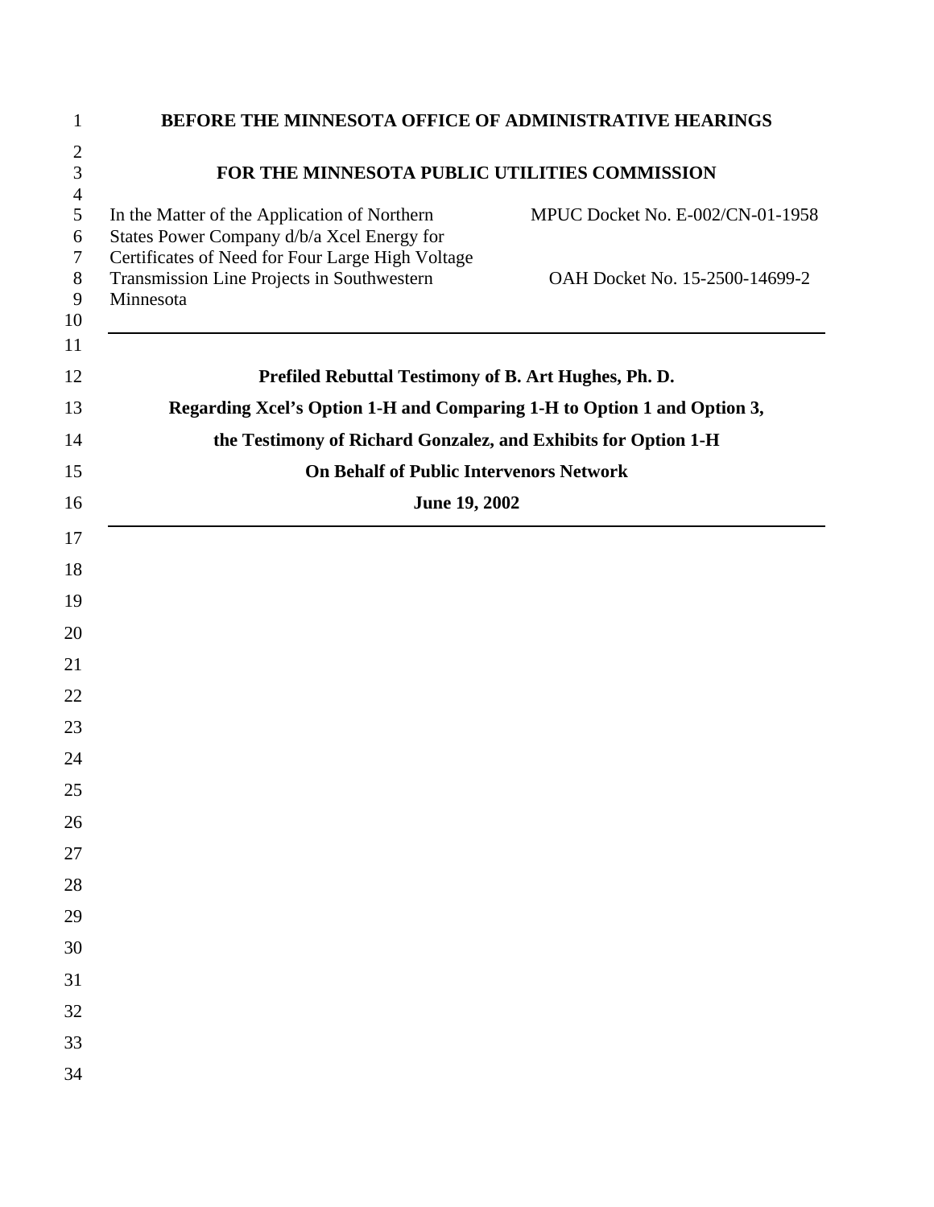**BEFORE THE MINNESOTA OFFICE OF ADMINISTRATIVE HEARINGS**

**FOR THE MINNESOTA PUBLIC UTILITIES COMMISSION**

| | |
|---|---|
| In the Matter of the Application of Northern States Power Company d/b/a Xcel Energy for Certificates of Need for Four Large High Voltage Transmission Line Projects in Southwestern Minnesota | MPUC Docket No. E-002/CN-01-1958<br><br>OAH Docket No. 15-2500-14699-2 |

---

**Prefiled Rebuttal Testimony of B. Art Hughes, Ph. D.**

**Regarding Xcel's Option 1-H and Comparing 1-H to Option 1 and Option 3,**

**the Testimony of Richard Gonzalez, and Exhibits for Option 1-H**

**On Behalf of Public Intervenors Network**

**June 19, 2002**

---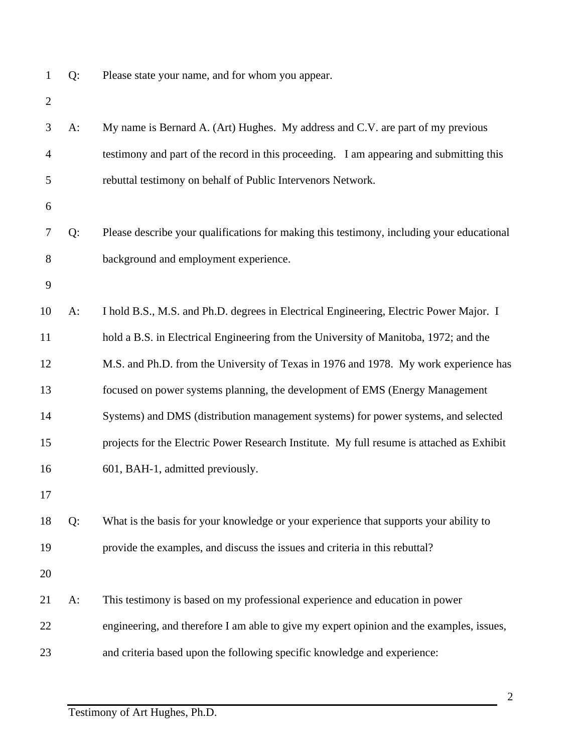Q: Please state your name, and for whom you appear.

A: My name is Bernard A. (Art) Hughes. My address and C.V. are part of my previous testimony and part of the record in this proceeding. I am appearing and submitting this rebuttal testimony on behalf of Public Intervenors Network.

Q: Please describe your qualifications for making this testimony, including your educational background and employment experience.

A: I hold B.S., M.S. and Ph.D. degrees in Electrical Engineering, Electric Power Major. I hold a B.S. in Electrical Engineering from the University of Manitoba, 1972; and the M.S. and Ph.D. from the University of Texas in 1976 and 1978. My work experience has focused on power systems planning, the development of EMS (Energy Management Systems) and DMS (distribution management systems) for power systems, and selected projects for the Electric Power Research Institute. My full resume is attached as Exhibit 601, BAH-1, admitted previously.

Q: What is the basis for your knowledge or your experience that supports your ability to provide the examples, and discuss the issues and criteria in this rebuttal?

A: This testimony is based on my professional experience and education in power engineering, and therefore I am able to give my expert opinion and the examples, issues, and criteria based upon the following specific knowledge and experience: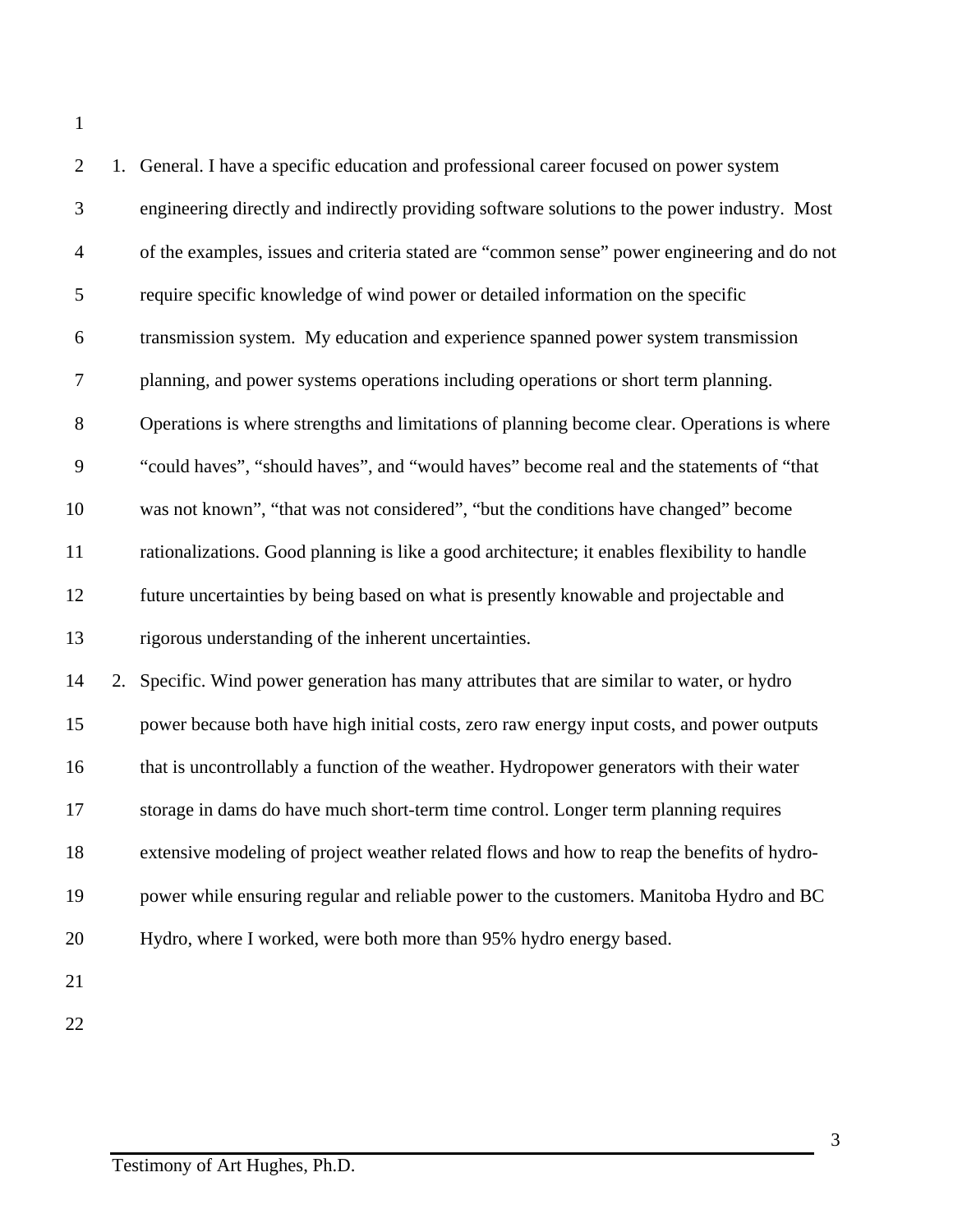1. General. I have a specific education and professional career focused on power system engineering directly and indirectly providing software solutions to the power industry. Most of the examples, issues and criteria stated are “common sense” power engineering and do not require specific knowledge of wind power or detailed information on the specific transmission system. My education and experience spanned power system transmission planning, and power systems operations including operations or short term planning. Operations is where strengths and limitations of planning become clear. Operations is where “could haves”, “should haves”, and “would haves” become real and the statements of “that was not known”, “that was not considered”, “but the conditions have changed” become rationalizations. Good planning is like a good architecture; it enables flexibility to handle future uncertainties by being based on what is presently knowable and projectable and rigorous understanding of the inherent uncertainties.
2. Specific. Wind power generation has many attributes that are similar to water, or hydro power because both have high initial costs, zero raw energy input costs, and power outputs that is uncontrollably a function of the weather. Hydropower generators with their water storage in dams do have much short-term time control. Longer term planning requires extensive modeling of project weather related flows and how to reap the benefits of hydro-power while ensuring regular and reliable power to the customers. Manitoba Hydro and BC Hydro, where I worked, were both more than 95% hydro energy based.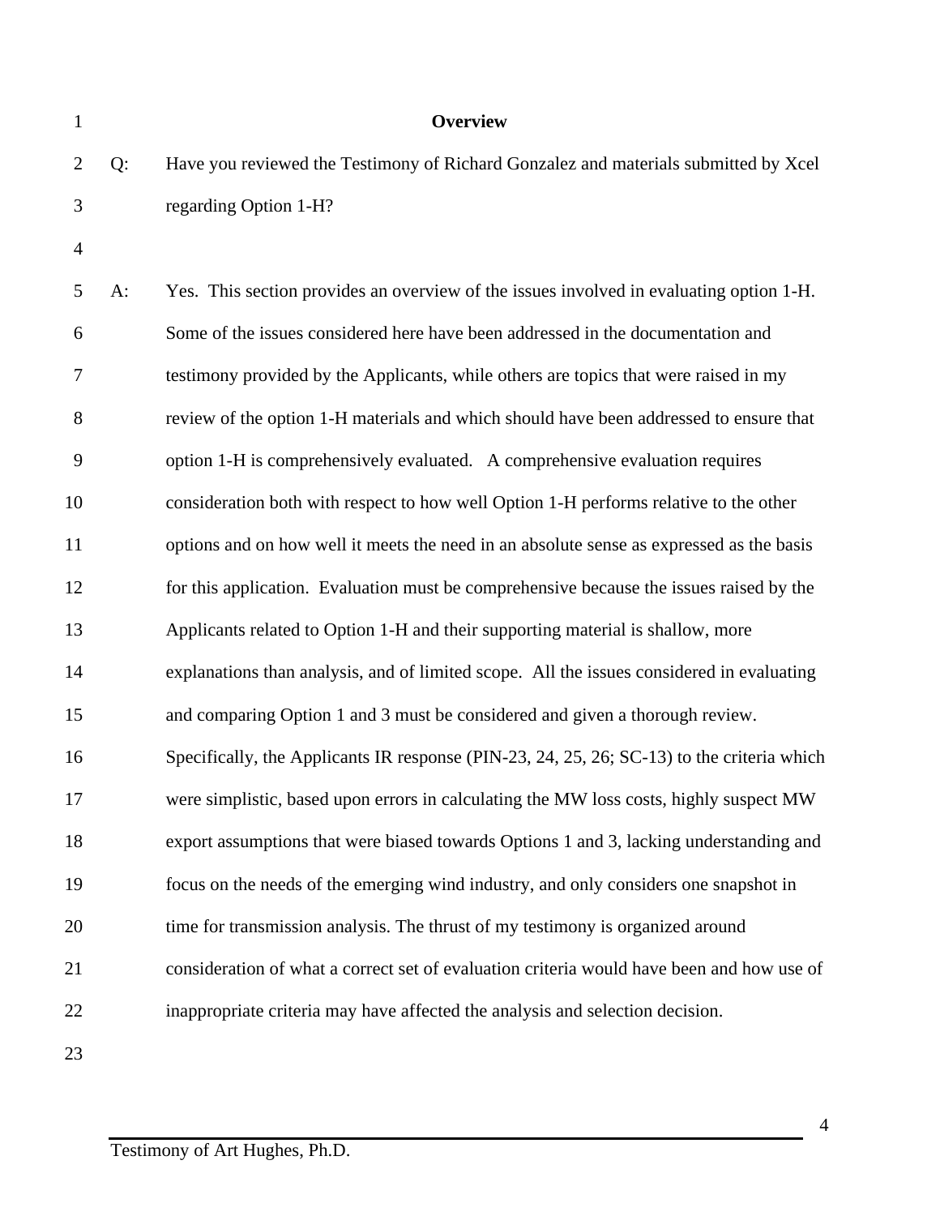## Overview

Q: Have you reviewed the Testimony of Richard Gonzalez and materials submitted by Xcel regarding Option 1-H?

A: Yes. This section provides an overview of the issues involved in evaluating option 1-H. Some of the issues considered here have been addressed in the documentation and testimony provided by the Applicants, while others are topics that were raised in my review of the option 1-H materials and which should have been addressed to ensure that option 1-H is comprehensively evaluated. A comprehensive evaluation requires consideration both with respect to how well Option 1-H performs relative to the other options and on how well it meets the need in an absolute sense as expressed as the basis for this application. Evaluation must be comprehensive because the issues raised by the Applicants related to Option 1-H and their supporting material is shallow, more explanations than analysis, and of limited scope. All the issues considered in evaluating and comparing Option 1 and 3 must be considered and given a thorough review. Specifically, the Applicants IR response (PIN-23, 24, 25, 26; SC-13) to the criteria which were simplistic, based upon errors in calculating the MW loss costs, highly suspect MW export assumptions that were biased towards Options 1 and 3, lacking understanding and focus on the needs of the emerging wind industry, and only considers one snapshot in time for transmission analysis. The thrust of my testimony is organized around consideration of what a correct set of evaluation criteria would have been and how use of inappropriate criteria may have affected the analysis and selection decision.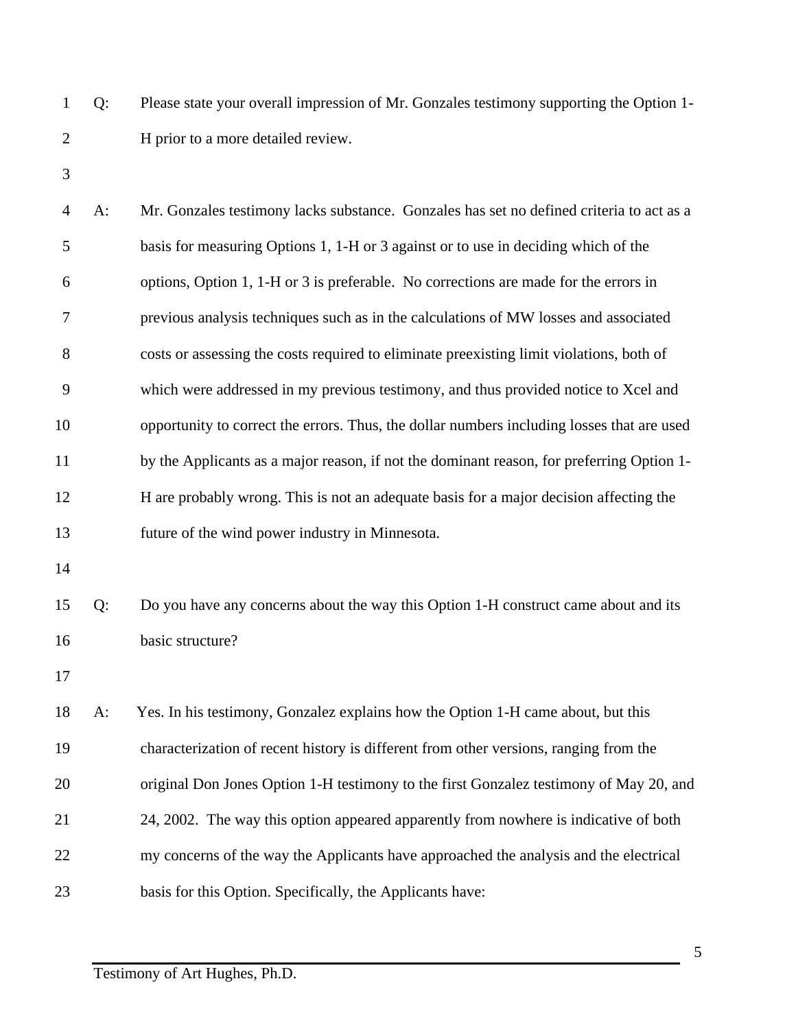Q: Please state your overall impression of Mr. Gonzales testimony supporting the Option 1-H prior to a more detailed review.

A: Mr. Gonzales testimony lacks substance. Gonzales has set no defined criteria to act as a basis for measuring Options 1, 1-H or 3 against or to use in deciding which of the options, Option 1, 1-H or 3 is preferable. No corrections are made for the errors in previous analysis techniques such as in the calculations of MW losses and associated costs or assessing the costs required to eliminate preexisting limit violations, both of which were addressed in my previous testimony, and thus provided notice to Xcel and opportunity to correct the errors. Thus, the dollar numbers including losses that are used by the Applicants as a major reason, if not the dominant reason, for preferring Option 1-H are probably wrong. This is not an adequate basis for a major decision affecting the future of the wind power industry in Minnesota.

Q: Do you have any concerns about the way this Option 1-H construct came about and its basic structure?

A: Yes. In his testimony, Gonzalez explains how the Option 1-H came about, but this characterization of recent history is different from other versions, ranging from the original Don Jones Option 1-H testimony to the first Gonzalez testimony of May 20, and 24, 2002. The way this option appeared apparently from nowhere is indicative of both my concerns of the way the Applicants have approached the analysis and the electrical basis for this Option. Specifically, the Applicants have: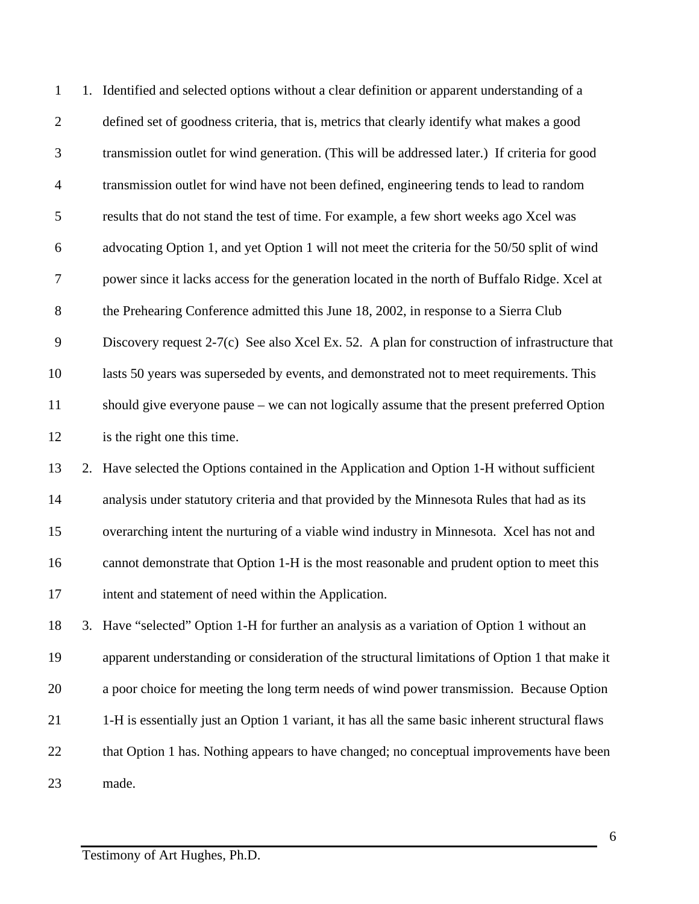1. Identified and selected options without a clear definition or apparent understanding of a defined set of goodness criteria, that is, metrics that clearly identify what makes a good transmission outlet for wind generation. (This will be addressed later.) If criteria for good transmission outlet for wind have not been defined, engineering tends to lead to random results that do not stand the test of time. For example, a few short weeks ago Xcel was advocating Option 1, and yet Option 1 will not meet the criteria for the 50/50 split of wind power since it lacks access for the generation located in the north of Buffalo Ridge. Xcel at the Prehearing Conference admitted this June 18, 2002, in response to a Sierra Club Discovery request 2-7(c) See also Xcel Ex. 52. A plan for construction of infrastructure that lasts 50 years was superseded by events, and demonstrated not to meet requirements. This should give everyone pause – we can not logically assume that the present preferred Option is the right one this time.
2. Have selected the Options contained in the Application and Option 1-H without sufficient analysis under statutory criteria and that provided by the Minnesota Rules that had as its overarching intent the nurturing of a viable wind industry in Minnesota. Xcel has not and cannot demonstrate that Option 1-H is the most reasonable and prudent option to meet this intent and statement of need within the Application.
3. Have "selected" Option 1-H for further an analysis as a variation of Option 1 without an apparent understanding or consideration of the structural limitations of Option 1 that make it a poor choice for meeting the long term needs of wind power transmission. Because Option 1-H is essentially just an Option 1 variant, it has all the same basic inherent structural flaws that Option 1 has. Nothing appears to have changed; no conceptual improvements have been made.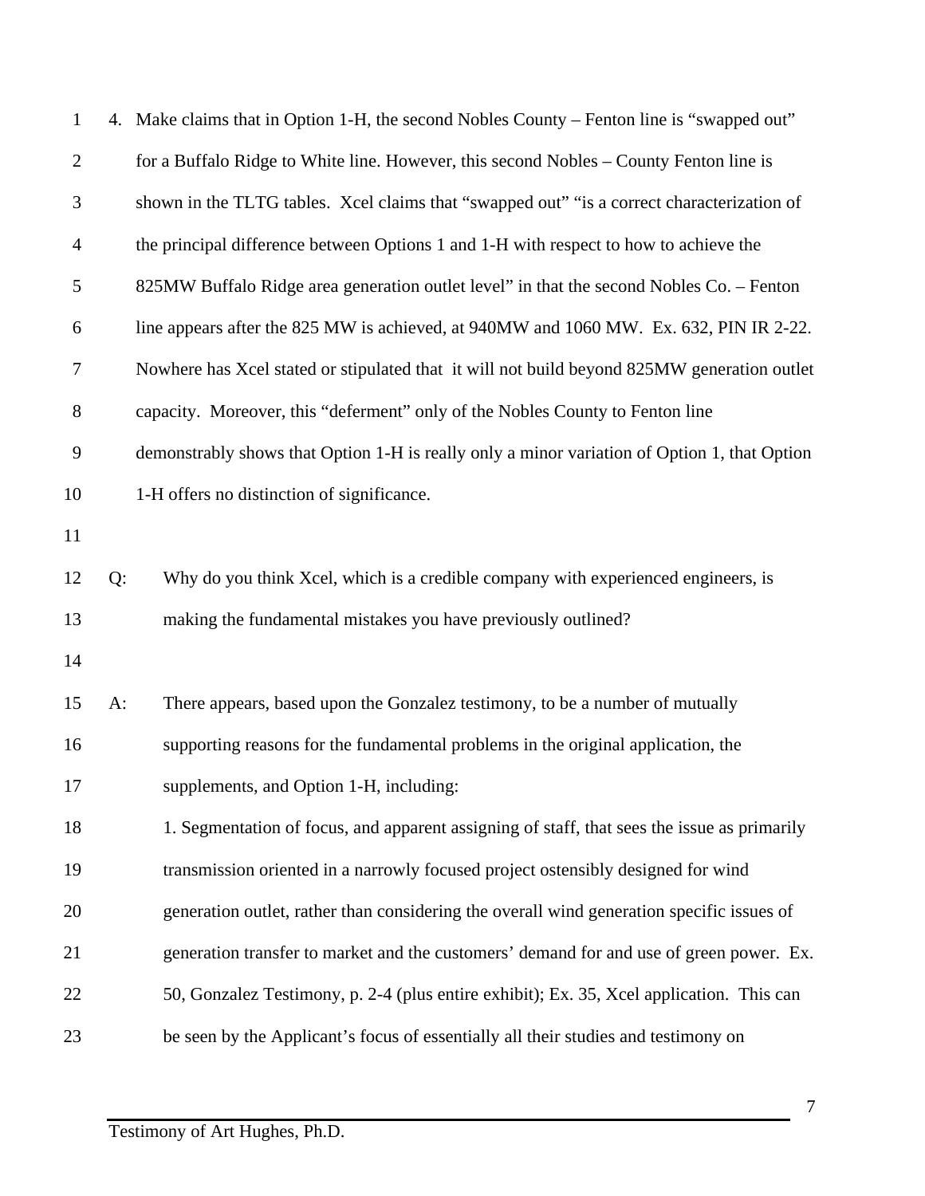4. Make claims that in Option 1-H, the second Nobles County – Fenton line is "swapped out" for a Buffalo Ridge to White line. However, this second Nobles – County Fenton line is shown in the TLTG tables. Xcel claims that "swapped out" "is a correct characterization of the principal difference between Options 1 and 1-H with respect to how to achieve the 825MW Buffalo Ridge area generation outlet level" in that the second Nobles Co. – Fenton line appears after the 825 MW is achieved, at 940MW and 1060 MW. Ex. 632, PIN IR 2-22. Nowhere has Xcel stated or stipulated that it will not build beyond 825MW generation outlet capacity. Moreover, this "deferment" only of the Nobles County to Fenton line demonstrably shows that Option 1-H is really only a minor variation of Option 1, that Option 1-H offers no distinction of significance.

Q: Why do you think Xcel, which is a credible company with experienced engineers, is making the fundamental mistakes you have previously outlined?

A: There appears, based upon the Gonzalez testimony, to be a number of mutually supporting reasons for the fundamental problems in the original application, the supplements, and Option 1-H, including:

1. Segmentation of focus, and apparent assigning of staff, that sees the issue as primarily transmission oriented in a narrowly focused project ostensibly designed for wind generation outlet, rather than considering the overall wind generation specific issues of generation transfer to market and the customers' demand for and use of green power. Ex. 50, Gonzalez Testimony, p. 2-4 (plus entire exhibit); Ex. 35, Xcel application. This can be seen by the Applicant's focus of essentially all their studies and testimony on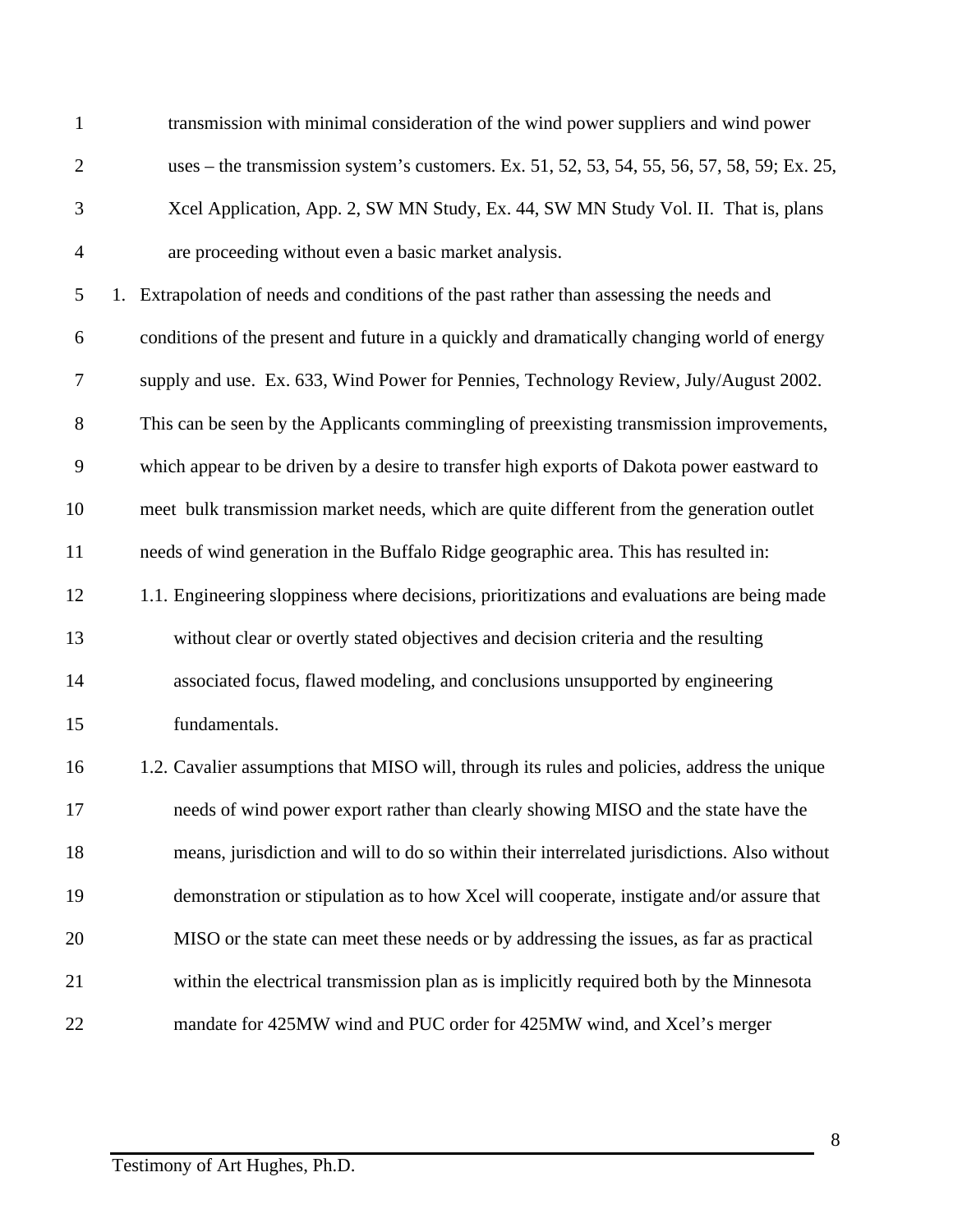transmission with minimal consideration of the wind power suppliers and wind power uses – the transmission system's customers. Ex. 51, 52, 53, 54, 55, 56, 57, 58, 59; Ex. 25, Xcel Application, App. 2, SW MN Study, Ex. 44, SW MN Study Vol. II. That is, plans are proceeding without even a basic market analysis.

1. Extrapolation of needs and conditions of the past rather than assessing the needs and conditions of the present and future in a quickly and dramatically changing world of energy supply and use. Ex. 633, Wind Power for Pennies, Technology Review, July/August 2002. This can be seen by the Applicants commingling of preexisting transmission improvements, which appear to be driven by a desire to transfer high exports of Dakota power eastward to meet bulk transmission market needs, which are quite different from the generation outlet needs of wind generation in the Buffalo Ridge geographic area. This has resulted in:
   1.1. Engineering sloppiness where decisions, prioritizations and evaluations are being made without clear or overtly stated objectives and decision criteria and the resulting associated focus, flawed modeling, and conclusions unsupported by engineering fundamentals.
   1.2. Cavalier assumptions that MISO will, through its rules and policies, address the unique needs of wind power export rather than clearly showing MISO and the state have the means, jurisdiction and will to do so within their interrelated jurisdictions. Also without demonstration or stipulation as to how Xcel will cooperate, instigate and/or assure that MISO or the state can meet these needs or by addressing the issues, as far as practical within the electrical transmission plan as is implicitly required both by the Minnesota mandate for 425MW wind and PUC order for 425MW wind, and Xcel's merger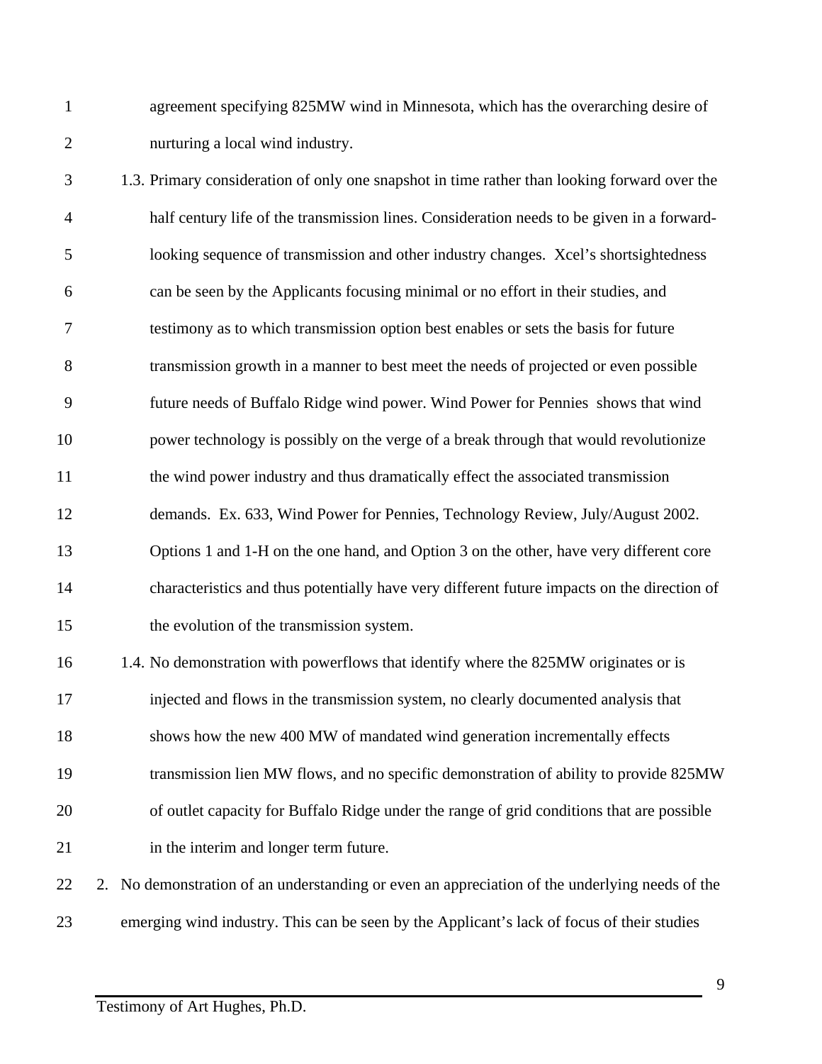agreement specifying 825MW wind in Minnesota, which has the overarching desire of nurturing a local wind industry.

1.3. Primary consideration of only one snapshot in time rather than looking forward over the half century life of the transmission lines. Consideration needs to be given in a forward-looking sequence of transmission and other industry changes. Xcel's shortsightedness can be seen by the Applicants focusing minimal or no effort in their studies, and testimony as to which transmission option best enables or sets the basis for future transmission growth in a manner to best meet the needs of projected or even possible future needs of Buffalo Ridge wind power. Wind Power for Pennies shows that wind power technology is possibly on the verge of a break through that would revolutionize the wind power industry and thus dramatically effect the associated transmission demands. Ex. 633, Wind Power for Pennies, Technology Review, July/August 2002. Options 1 and 1-H on the one hand, and Option 3 on the other, have very different core characteristics and thus potentially have very different future impacts on the direction of the evolution of the transmission system.

1.4. No demonstration with powerflows that identify where the 825MW originates or is injected and flows in the transmission system, no clearly documented analysis that shows how the new 400 MW of mandated wind generation incrementally effects transmission lien MW flows, and no specific demonstration of ability to provide 825MW of outlet capacity for Buffalo Ridge under the range of grid conditions that are possible in the interim and longer term future.

2. No demonstration of an understanding or even an appreciation of the underlying needs of the emerging wind industry. This can be seen by the Applicant's lack of focus of their studies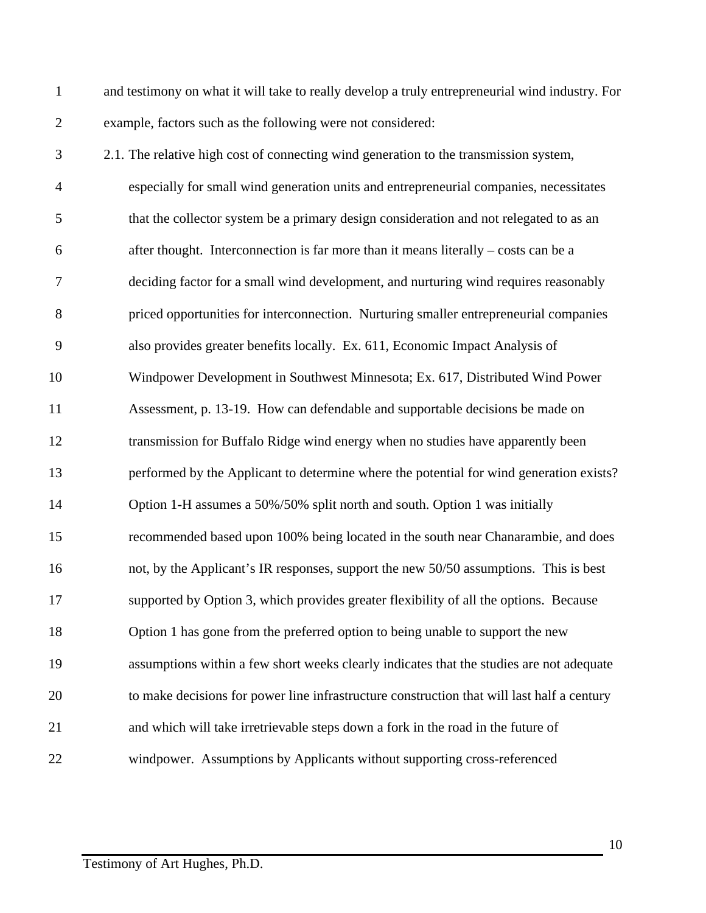and testimony on what it will take to really develop a truly entrepreneurial wind industry. For example, factors such as the following were not considered:

2.1. The relative high cost of connecting wind generation to the transmission system, especially for small wind generation units and entrepreneurial companies, necessitates that the collector system be a primary design consideration and not relegated to as an after thought. Interconnection is far more than it means literally – costs can be a deciding factor for a small wind development, and nurturing wind requires reasonably priced opportunities for interconnection. Nurturing smaller entrepreneurial companies also provides greater benefits locally. Ex. 611, Economic Impact Analysis of Windpower Development in Southwest Minnesota; Ex. 617, Distributed Wind Power Assessment, p. 13-19. How can defendable and supportable decisions be made on transmission for Buffalo Ridge wind energy when no studies have apparently been performed by the Applicant to determine where the potential for wind generation exists? Option 1-H assumes a 50%/50% split north and south. Option 1 was initially recommended based upon 100% being located in the south near Chanarambie, and does not, by the Applicant's IR responses, support the new 50/50 assumptions. This is best supported by Option 3, which provides greater flexibility of all the options. Because Option 1 has gone from the preferred option to being unable to support the new assumptions within a few short weeks clearly indicates that the studies are not adequate to make decisions for power line infrastructure construction that will last half a century and which will take irretrievable steps down a fork in the road in the future of windpower. Assumptions by Applicants without supporting cross-referenced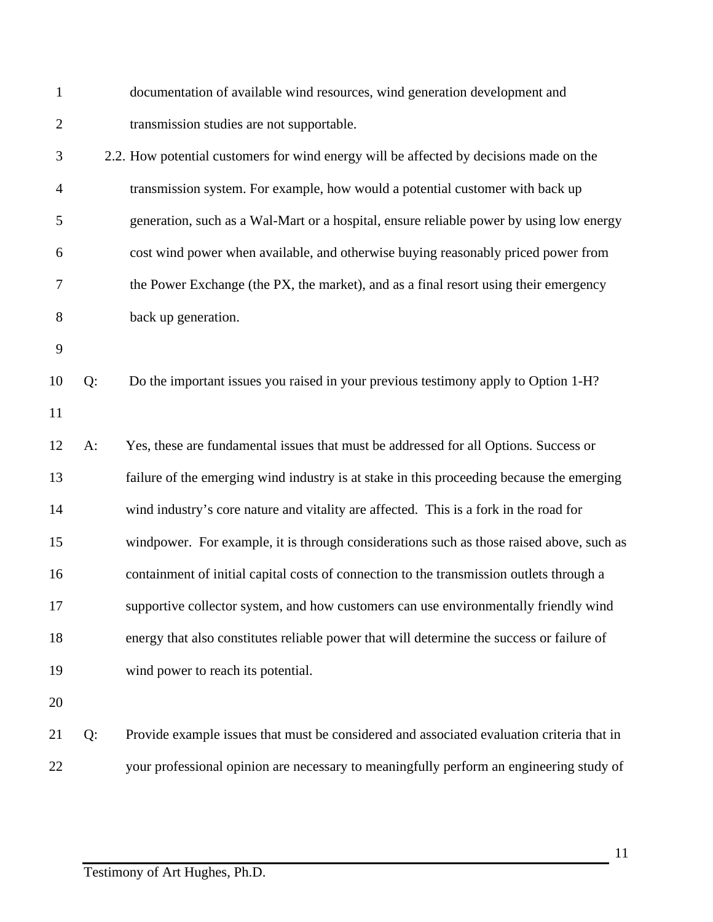documentation of available wind resources, wind generation development and transmission studies are not supportable.

2.2. How potential customers for wind energy will be affected by decisions made on the transmission system. For example, how would a potential customer with back up generation, such as a Wal-Mart or a hospital, ensure reliable power by using low energy cost wind power when available, and otherwise buying reasonably priced power from the Power Exchange (the PX, the market), and as a final resort using their emergency back up generation.

Q: Do the important issues you raised in your previous testimony apply to Option 1-H?

A: Yes, these are fundamental issues that must be addressed for all Options. Success or failure of the emerging wind industry is at stake in this proceeding because the emerging wind industry's core nature and vitality are affected. This is a fork in the road for windpower. For example, it is through considerations such as those raised above, such as containment of initial capital costs of connection to the transmission outlets through a supportive collector system, and how customers can use environmentally friendly wind energy that also constitutes reliable power that will determine the success or failure of wind power to reach its potential.

Q: Provide example issues that must be considered and associated evaluation criteria that in your professional opinion are necessary to meaningfully perform an engineering study of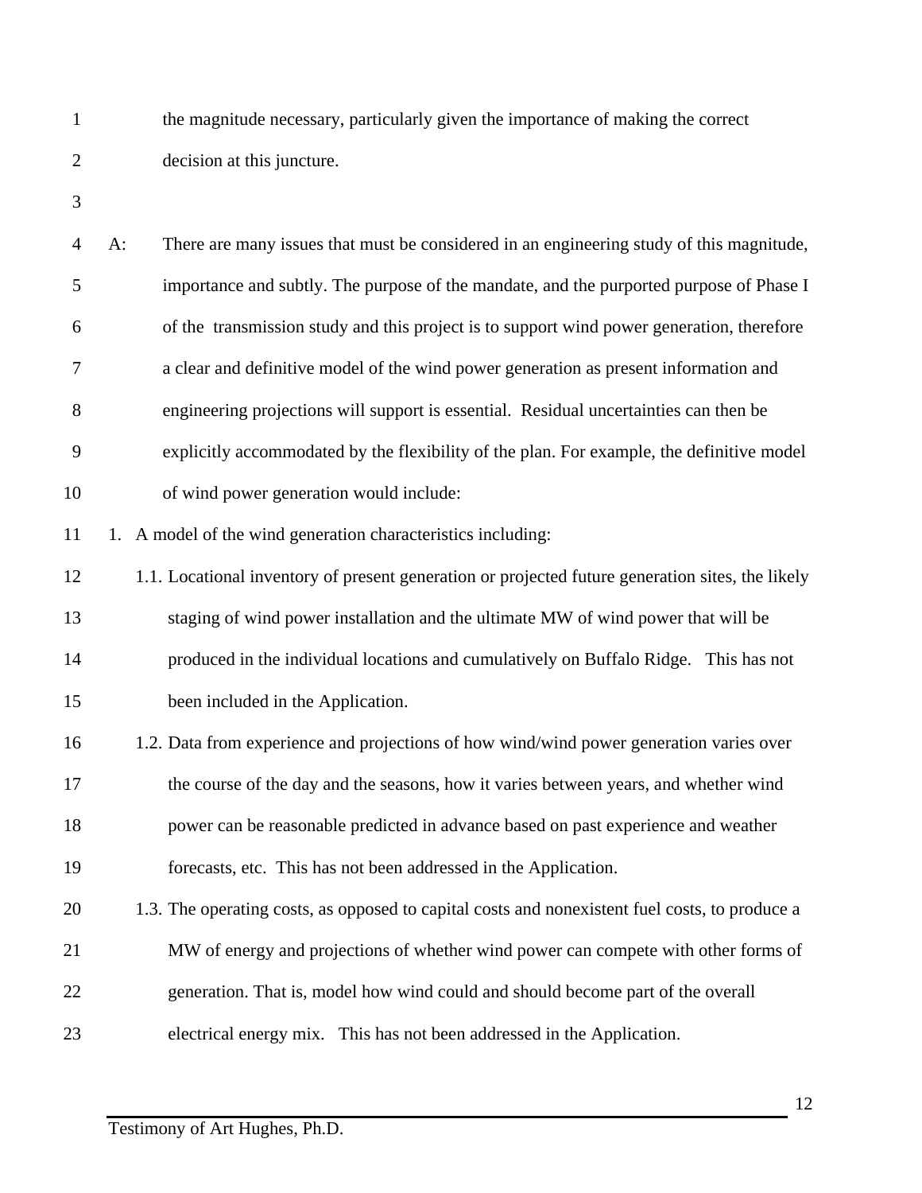the magnitude necessary, particularly given the importance of making the correct decision at this juncture.

A: There are many issues that must be considered in an engineering study of this magnitude, importance and subtly. The purpose of the mandate, and the purported purpose of Phase I of the transmission study and this project is to support wind power generation, therefore a clear and definitive model of the wind power generation as present information and engineering projections will support is essential. Residual uncertainties can then be explicitly accommodated by the flexibility of the plan. For example, the definitive model of wind power generation would include:

1. A model of the wind generation characteristics including:
   - 1.1. Locational inventory of present generation or projected future generation sites, the likely staging of wind power installation and the ultimate MW of wind power that will be produced in the individual locations and cumulatively on Buffalo Ridge. This has not been included in the Application.
   - 1.2. Data from experience and projections of how wind/wind power generation varies over the course of the day and the seasons, how it varies between years, and whether wind power can be reasonable predicted in advance based on past experience and weather forecasts, etc. This has not been addressed in the Application.
   - 1.3. The operating costs, as opposed to capital costs and nonexistent fuel costs, to produce a MW of energy and projections of whether wind power can compete with other forms of generation. That is, model how wind could and should become part of the overall electrical energy mix. This has not been addressed in the Application.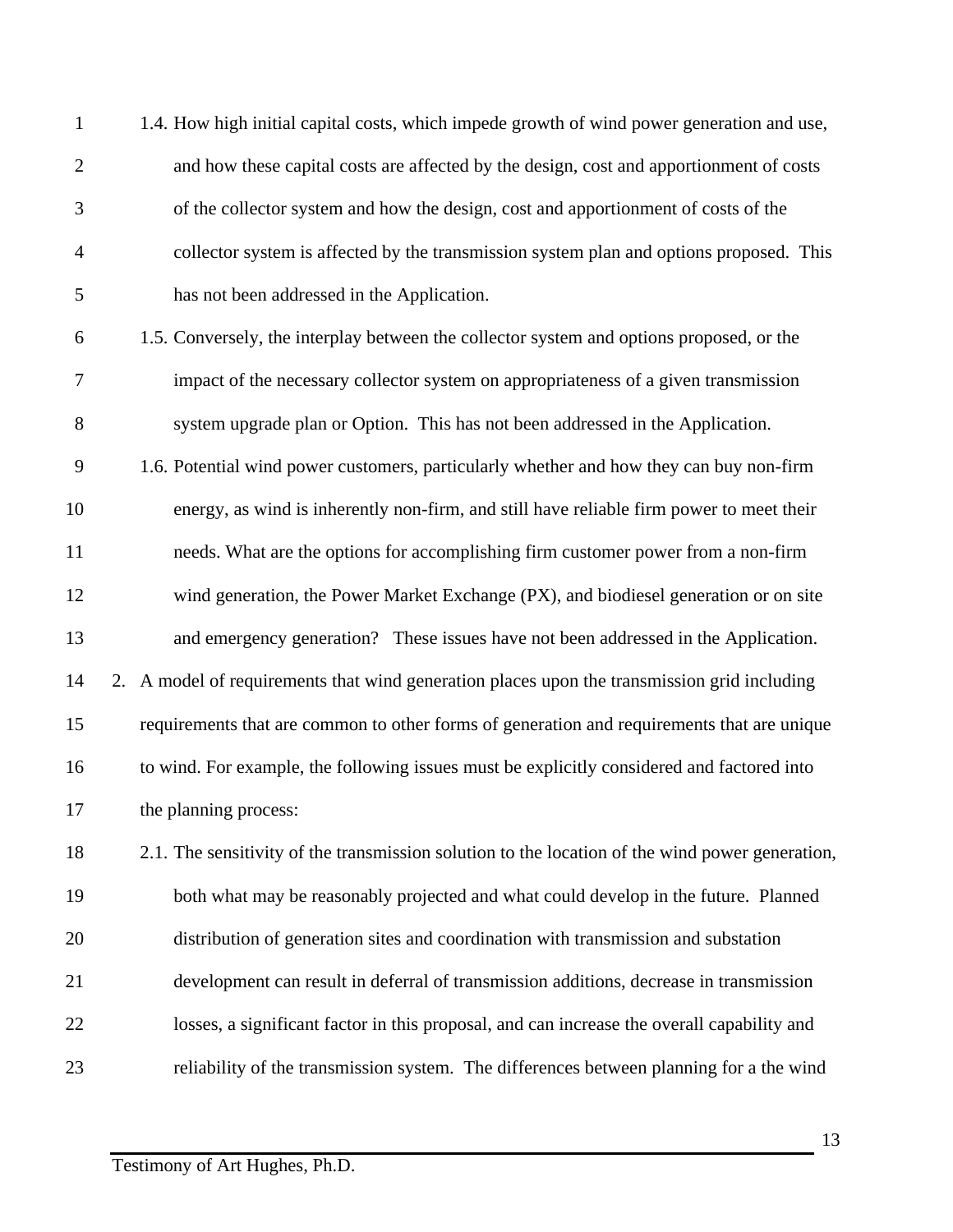1.4. How high initial capital costs, which impede growth of wind power generation and use, and how these capital costs are affected by the design, cost and apportionment of costs of the collector system and how the design, cost and apportionment of costs of the collector system is affected by the transmission system plan and options proposed. This has not been addressed in the Application.

1.5. Conversely, the interplay between the collector system and options proposed, or the impact of the necessary collector system on appropriateness of a given transmission system upgrade plan or Option. This has not been addressed in the Application.

1.6. Potential wind power customers, particularly whether and how they can buy non-firm energy, as wind is inherently non-firm, and still have reliable firm power to meet their needs. What are the options for accomplishing firm customer power from a non-firm wind generation, the Power Market Exchange (PX), and biodiesel generation or on site and emergency generation? These issues have not been addressed in the Application.

2. A model of requirements that wind generation places upon the transmission grid including requirements that are common to other forms of generation and requirements that are unique to wind. For example, the following issues must be explicitly considered and factored into the planning process:

2.1. The sensitivity of the transmission solution to the location of the wind power generation, both what may be reasonably projected and what could develop in the future. Planned distribution of generation sites and coordination with transmission and substation development can result in deferral of transmission additions, decrease in transmission losses, a significant factor in this proposal, and can increase the overall capability and reliability of the transmission system. The differences between planning for a the wind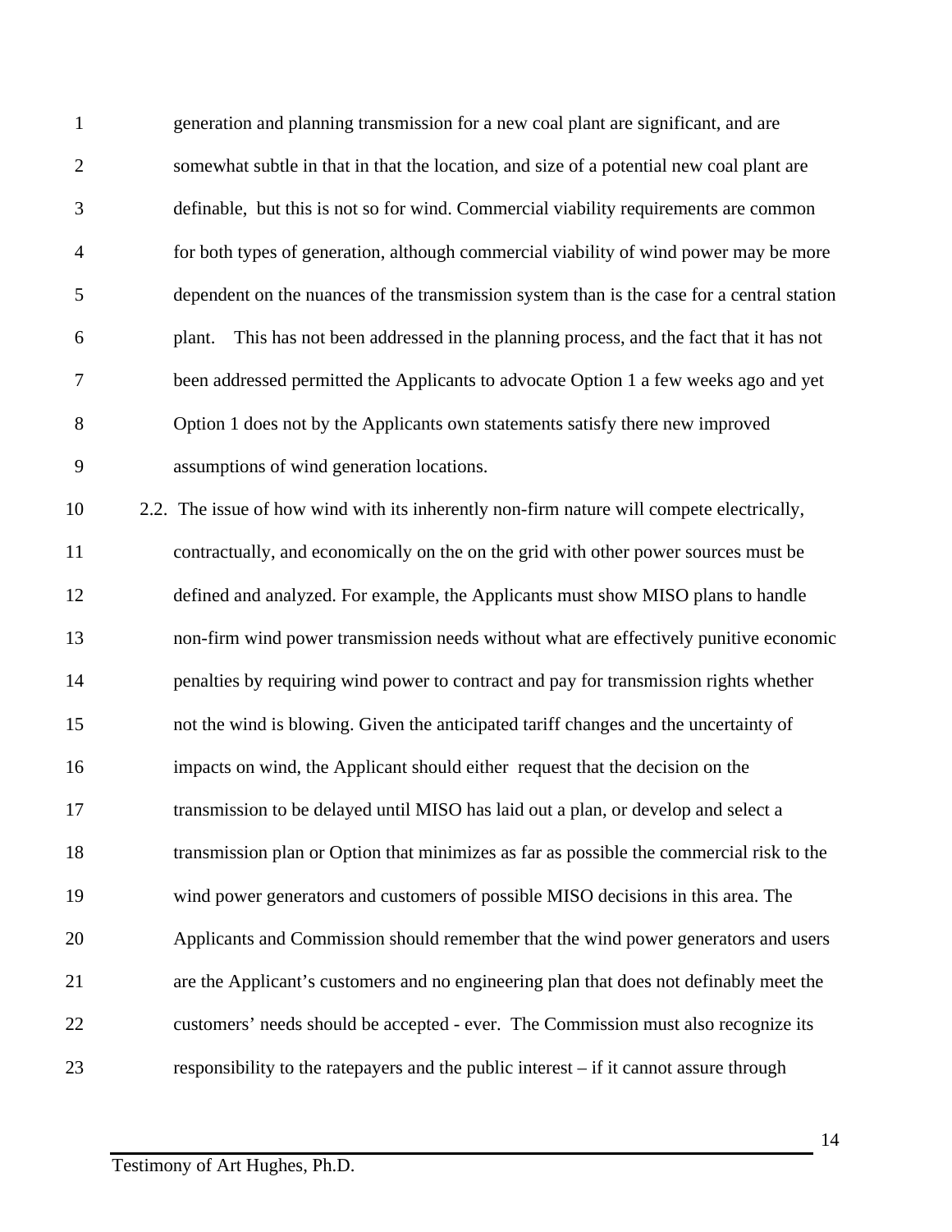generation and planning transmission for a new coal plant are significant, and are somewhat subtle in that in that the location, and size of a potential new coal plant are definable, but this is not so for wind. Commercial viability requirements are common for both types of generation, although commercial viability of wind power may be more dependent on the nuances of the transmission system than is the case for a central station plant. This has not been addressed in the planning process, and the fact that it has not been addressed permitted the Applicants to advocate Option 1 a few weeks ago and yet Option 1 does not by the Applicants own statements satisfy there new improved assumptions of wind generation locations.

2.2. The issue of how wind with its inherently non-firm nature will compete electrically, contractually, and economically on the on the grid with other power sources must be defined and analyzed. For example, the Applicants must show MISO plans to handle non-firm wind power transmission needs without what are effectively punitive economic penalties by requiring wind power to contract and pay for transmission rights whether not the wind is blowing. Given the anticipated tariff changes and the uncertainty of impacts on wind, the Applicant should either request that the decision on the transmission to be delayed until MISO has laid out a plan, or develop and select a transmission plan or Option that minimizes as far as possible the commercial risk to the wind power generators and customers of possible MISO decisions in this area. The Applicants and Commission should remember that the wind power generators and users are the Applicant's customers and no engineering plan that does not definably meet the customers' needs should be accepted - ever. The Commission must also recognize its responsibility to the ratepayers and the public interest – if it cannot assure through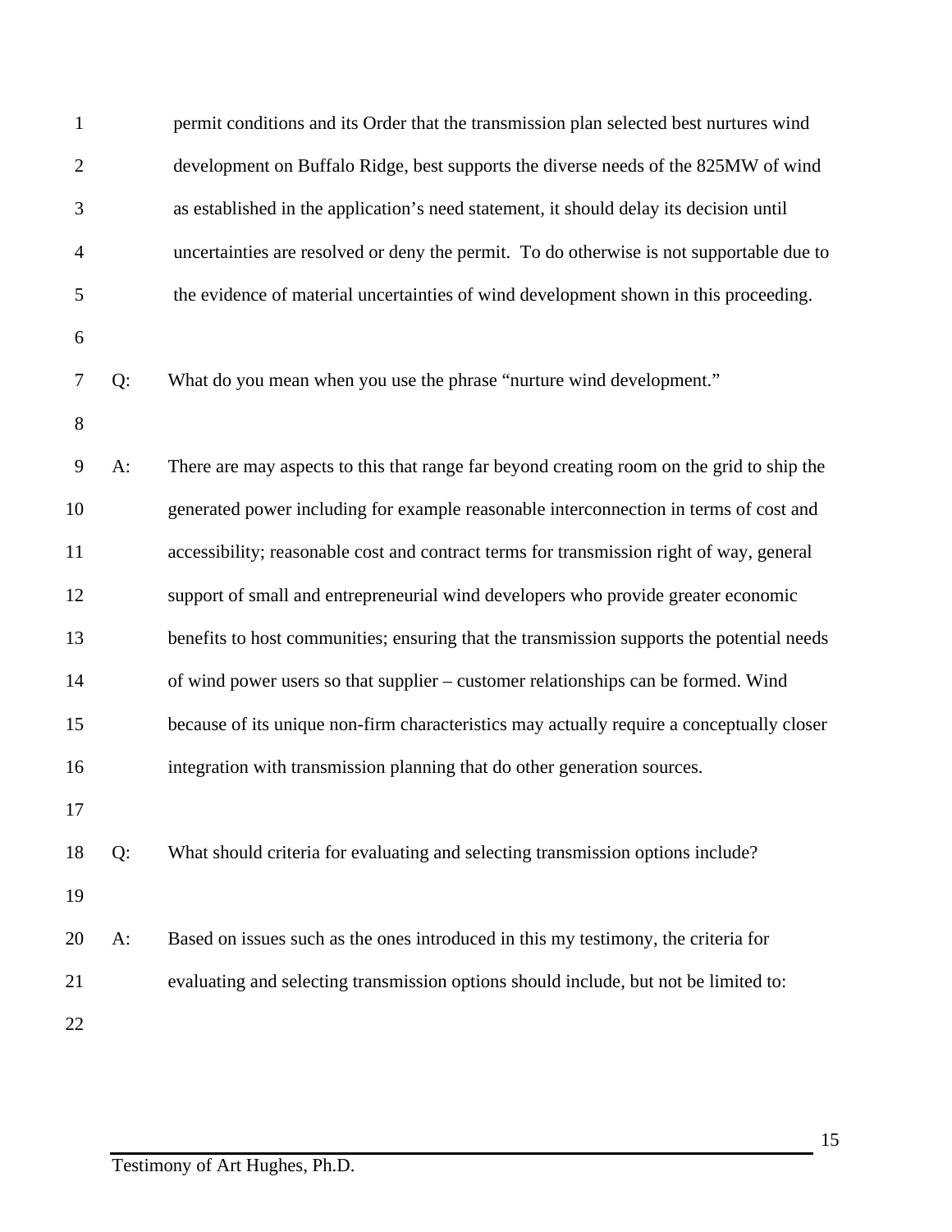permit conditions and its Order that the transmission plan selected best nurtures wind development on Buffalo Ridge, best supports the diverse needs of the 825MW of wind as established in the application's need statement, it should delay its decision until uncertainties are resolved or deny the permit. To do otherwise is not supportable due to the evidence of material uncertainties of wind development shown in this proceeding.

Q: What do you mean when you use the phrase "nurture wind development."

A: There are may aspects to this that range far beyond creating room on the grid to ship the generated power including for example reasonable interconnection in terms of cost and accessibility; reasonable cost and contract terms for transmission right of way, general support of small and entrepreneurial wind developers who provide greater economic benefits to host communities; ensuring that the transmission supports the potential needs of wind power users so that supplier – customer relationships can be formed. Wind because of its unique non-firm characteristics may actually require a conceptually closer integration with transmission planning that do other generation sources.

Q: What should criteria for evaluating and selecting transmission options include?

A: Based on issues such as the ones introduced in this my testimony, the criteria for evaluating and selecting transmission options should include, but not be limited to: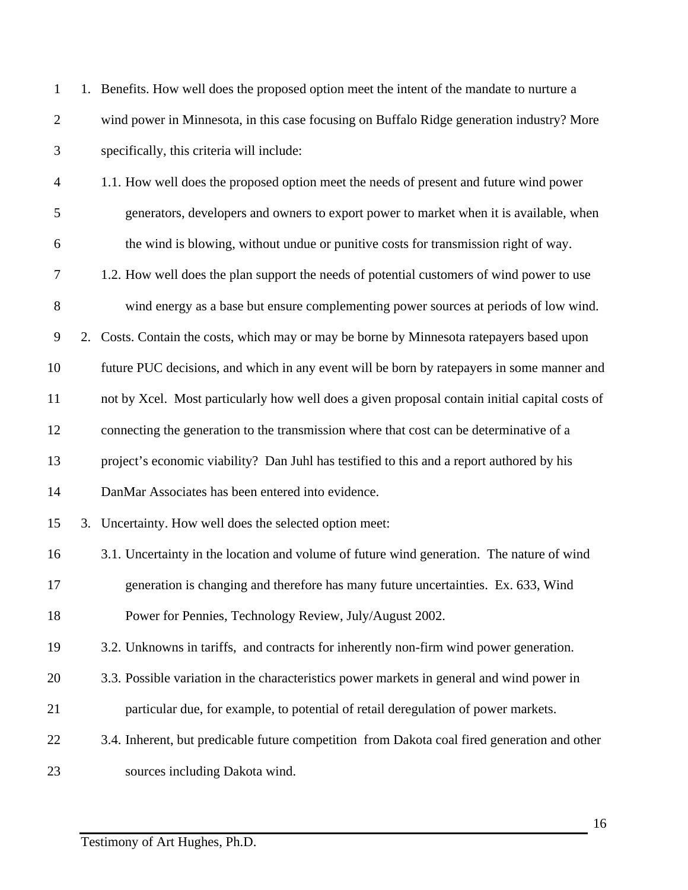1. Benefits. How well does the proposed option meet the intent of the mandate to nurture a wind power in Minnesota, in this case focusing on Buffalo Ridge generation industry? More specifically, this criteria will include:
   - 1.1. How well does the proposed option meet the needs of present and future wind power generators, developers and owners to export power to market when it is available, when the wind is blowing, without undue or punitive costs for transmission right of way.
   - 1.2. How well does the plan support the needs of potential customers of wind power to use wind energy as a base but ensure complementing power sources at periods of low wind.
2. Costs. Contain the costs, which may or may be borne by Minnesota ratepayers based upon future PUC decisions, and which in any event will be born by ratepayers in some manner and not by Xcel. Most particularly how well does a given proposal contain initial capital costs of connecting the generation to the transmission where that cost can be determinative of a project's economic viability? Dan Juhl has testified to this and a report authored by his DanMar Associates has been entered into evidence.
3. Uncertainty. How well does the selected option meet:
   - 3.1. Uncertainty in the location and volume of future wind generation. The nature of wind generation is changing and therefore has many future uncertainties. Ex. 633, Wind Power for Pennies, Technology Review, July/August 2002.
   - 3.2. Unknowns in tariffs, and contracts for inherently non-firm wind power generation.
   - 3.3. Possible variation in the characteristics power markets in general and wind power in particular due, for example, to potential of retail deregulation of power markets.
   - 3.4. Inherent, but predicable future competition from Dakota coal fired generation and other sources including Dakota wind.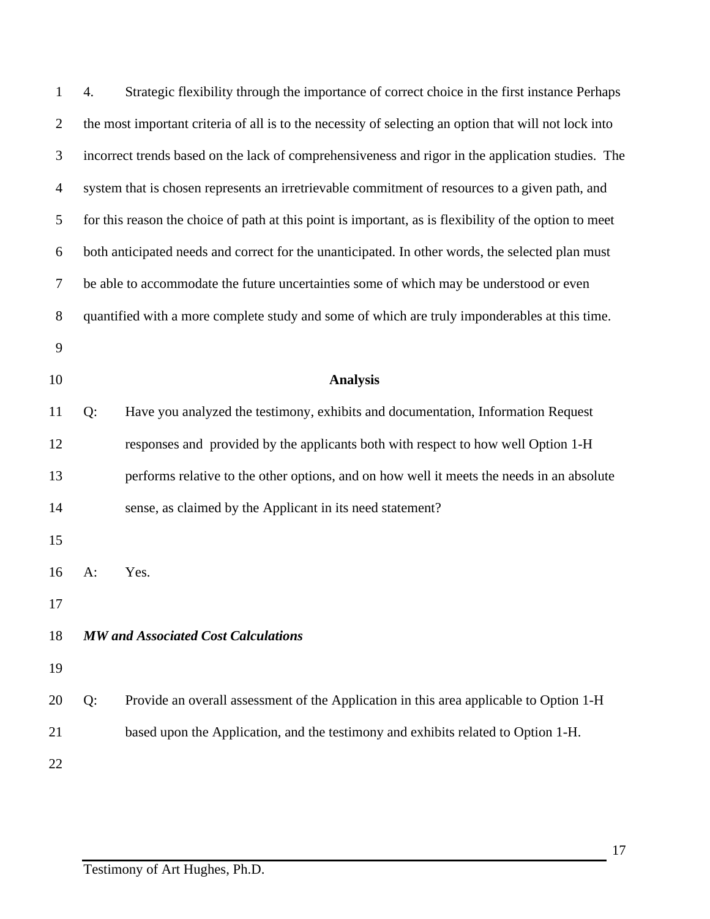4. Strategic flexibility through the importance of correct choice in the first instance Perhaps the most important criteria of all is to the necessity of selecting an option that will not lock into incorrect trends based on the lack of comprehensiveness and rigor in the application studies. The system that is chosen represents an irretrievable commitment of resources to a given path, and for this reason the choice of path at this point is important, as is flexibility of the option to meet both anticipated needs and correct for the unanticipated. In other words, the selected plan must be able to accommodate the future uncertainties some of which may be understood or even quantified with a more complete study and some of which are truly imponderables at this time.

## Analysis

Q: Have you analyzed the testimony, exhibits and documentation, Information Request responses and provided by the applicants both with respect to how well Option 1-H performs relative to the other options, and on how well it meets the needs in an absolute sense, as claimed by the Applicant in its need statement?

A: Yes.

***MW and Associated Cost Calculations***

Q: Provide an overall assessment of the Application in this area applicable to Option 1-H based upon the Application, and the testimony and exhibits related to Option 1-H.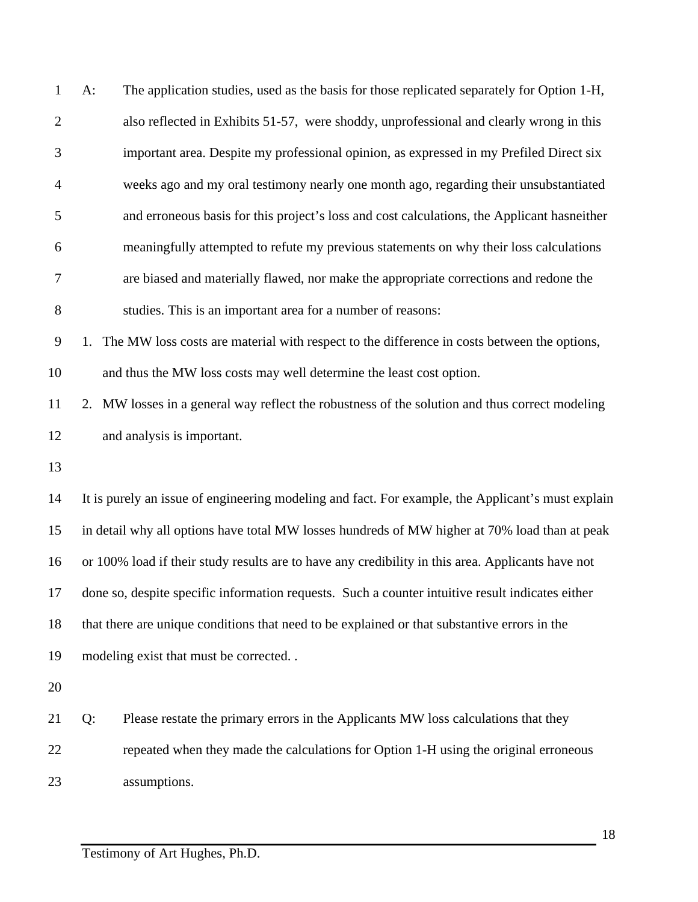A: The application studies, used as the basis for those replicated separately for Option 1-H, also reflected in Exhibits 51-57, were shoddy, unprofessional and clearly wrong in this important area. Despite my professional opinion, as expressed in my Prefiled Direct six weeks ago and my oral testimony nearly one month ago, regarding their unsubstantiated and erroneous basis for this project's loss and cost calculations, the Applicant hasneither meaningfully attempted to refute my previous statements on why their loss calculations are biased and materially flawed, nor make the appropriate corrections and redone the studies. This is an important area for a number of reasons:

1. The MW loss costs are material with respect to the difference in costs between the options, and thus the MW loss costs may well determine the least cost option.
2. MW losses in a general way reflect the robustness of the solution and thus correct modeling and analysis is important.

It is purely an issue of engineering modeling and fact. For example, the Applicant's must explain in detail why all options have total MW losses hundreds of MW higher at 70% load than at peak or 100% load if their study results are to have any credibility in this area. Applicants have not done so, despite specific information requests. Such a counter intuitive result indicates either that there are unique conditions that need to be explained or that substantive errors in the modeling exist that must be corrected. .

Q: Please restate the primary errors in the Applicants MW loss calculations that they repeated when they made the calculations for Option 1-H using the original erroneous assumptions.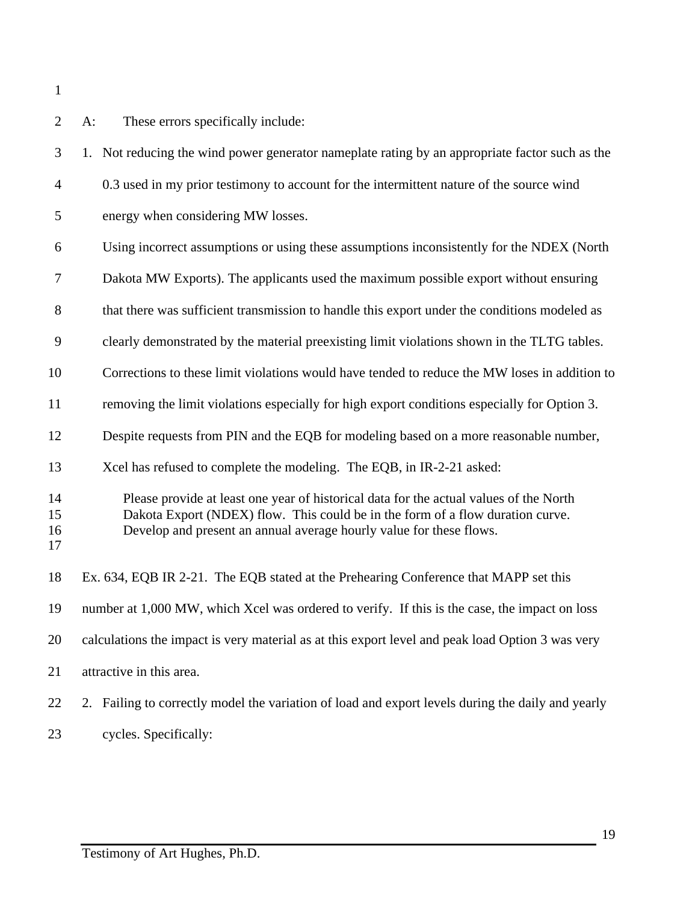A: These errors specifically include:

1. Not reducing the wind power generator nameplate rating by an appropriate factor such as the 0.3 used in my prior testimony to account for the intermittent nature of the source wind energy when considering MW losses.

   Using incorrect assumptions or using these assumptions inconsistently for the NDEX (North Dakota MW Exports). The applicants used the maximum possible export without ensuring that there was sufficient transmission to handle this export under the conditions modeled as clearly demonstrated by the material preexisting limit violations shown in the TLTG tables. Corrections to these limit violations would have tended to reduce the MW loses in addition to removing the limit violations especially for high export conditions especially for Option 3. Despite requests from PIN and the EQB for modeling based on a more reasonable number, Xcel has refused to complete the modeling. The EQB, in IR-2-21 asked:

   > Please provide at least one year of historical data for the actual values of the North Dakota Export (NDEX) flow. This could be in the form of a flow duration curve. Develop and present an annual average hourly value for these flows.

Ex. 634, EQB IR 2-21. The EQB stated at the Prehearing Conference that MAPP set this number at 1,000 MW, which Xcel was ordered to verify. If this is the case, the impact on loss calculations the impact is very material as at this export level and peak load Option 3 was very attractive in this area.

2. Failing to correctly model the variation of load and export levels during the daily and yearly cycles. Specifically: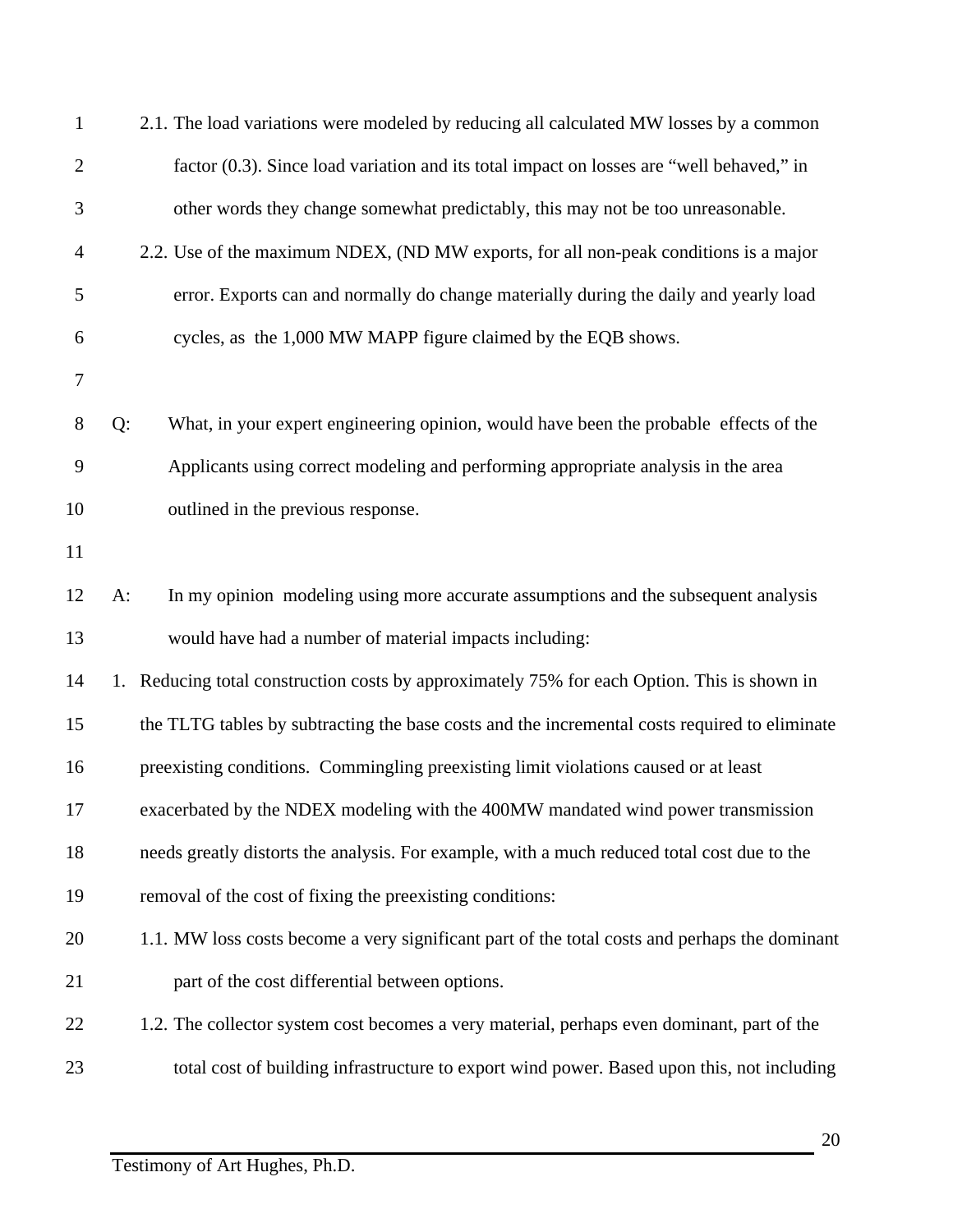2.1. The load variations were modeled by reducing all calculated MW losses by a common factor (0.3). Since load variation and its total impact on losses are "well behaved," in other words they change somewhat predictably, this may not be too unreasonable.

2.2. Use of the maximum NDEX, (ND MW exports, for all non-peak conditions is a major error. Exports can and normally do change materially during the daily and yearly load cycles, as the 1,000 MW MAPP figure claimed by the EQB shows.

Q: What, in your expert engineering opinion, would have been the probable effects of the Applicants using correct modeling and performing appropriate analysis in the area outlined in the previous response.

A: In my opinion modeling using more accurate assumptions and the subsequent analysis would have had a number of material impacts including:

1. Reducing total construction costs by approximately 75% for each Option. This is shown in the TLTG tables by subtracting the base costs and the incremental costs required to eliminate preexisting conditions. Commingling preexisting limit violations caused or at least exacerbated by the NDEX modeling with the 400MW mandated wind power transmission needs greatly distorts the analysis. For example, with a much reduced total cost due to the removal of the cost of fixing the preexisting conditions:

   1.1. MW loss costs become a very significant part of the total costs and perhaps the dominant part of the cost differential between options.

   1.2. The collector system cost becomes a very material, perhaps even dominant, part of the total cost of building infrastructure to export wind power. Based upon this, not including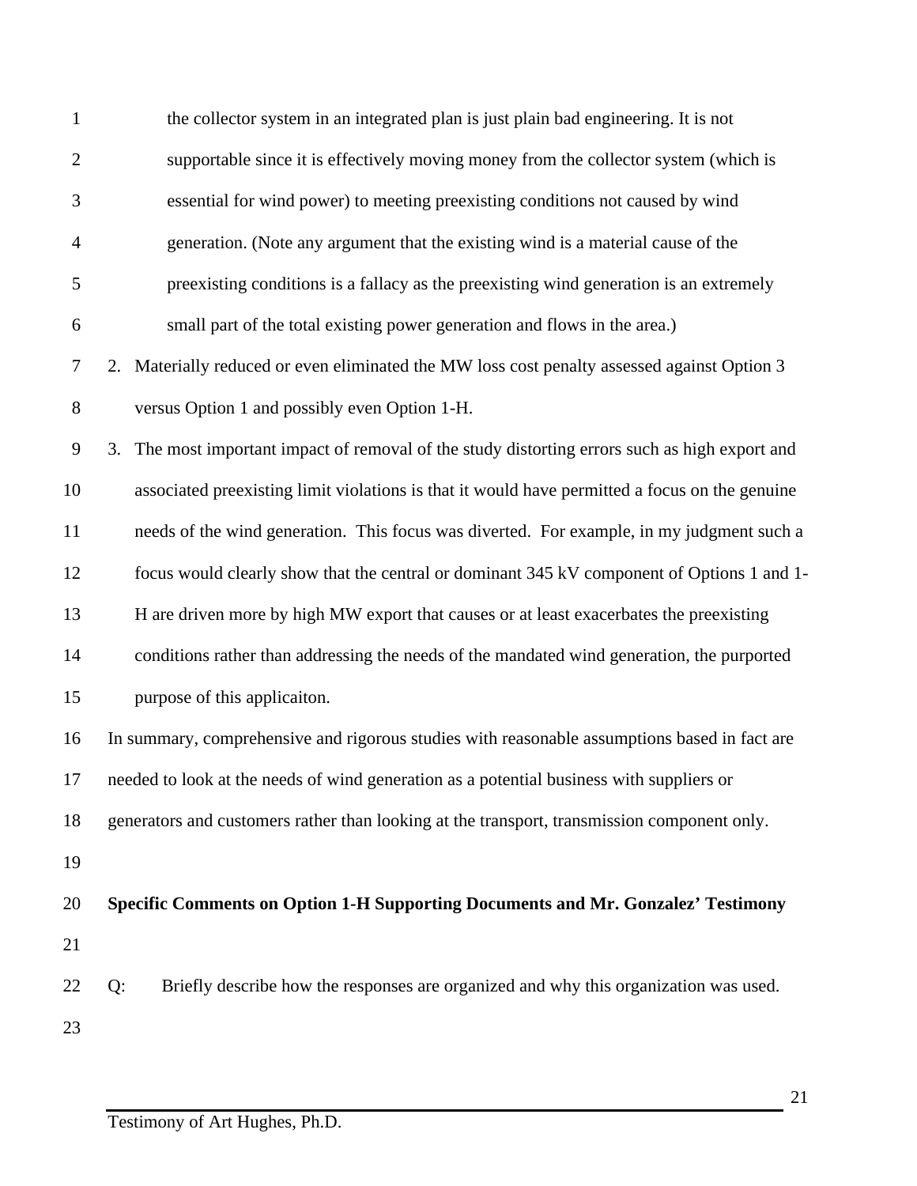the collector system in an integrated plan is just plain bad engineering. It is not supportable since it is effectively moving money from the collector system (which is essential for wind power) to meeting preexisting conditions not caused by wind generation. (Note any argument that the existing wind is a material cause of the preexisting conditions is a fallacy as the preexisting wind generation is an extremely small part of the total existing power generation and flows in the area.)

2. Materially reduced or even eliminated the MW loss cost penalty assessed against Option 3 versus Option 1 and possibly even Option 1-H.
3. The most important impact of removal of the study distorting errors such as high export and associated preexisting limit violations is that it would have permitted a focus on the genuine needs of the wind generation. This focus was diverted. For example, in my judgment such a focus would clearly show that the central or dominant 345 kV component of Options 1 and 1-H are driven more by high MW export that causes or at least exacerbates the preexisting conditions rather than addressing the needs of the mandated wind generation, the purported purpose of this applicaiton.

In summary, comprehensive and rigorous studies with reasonable assumptions based in fact are needed to look at the needs of wind generation as a potential business with suppliers or generators and customers rather than looking at the transport, transmission component only.

**Specific Comments on Option 1-H Supporting Documents and Mr. Gonzalez' Testimony**

Q: Briefly describe how the responses are organized and why this organization was used.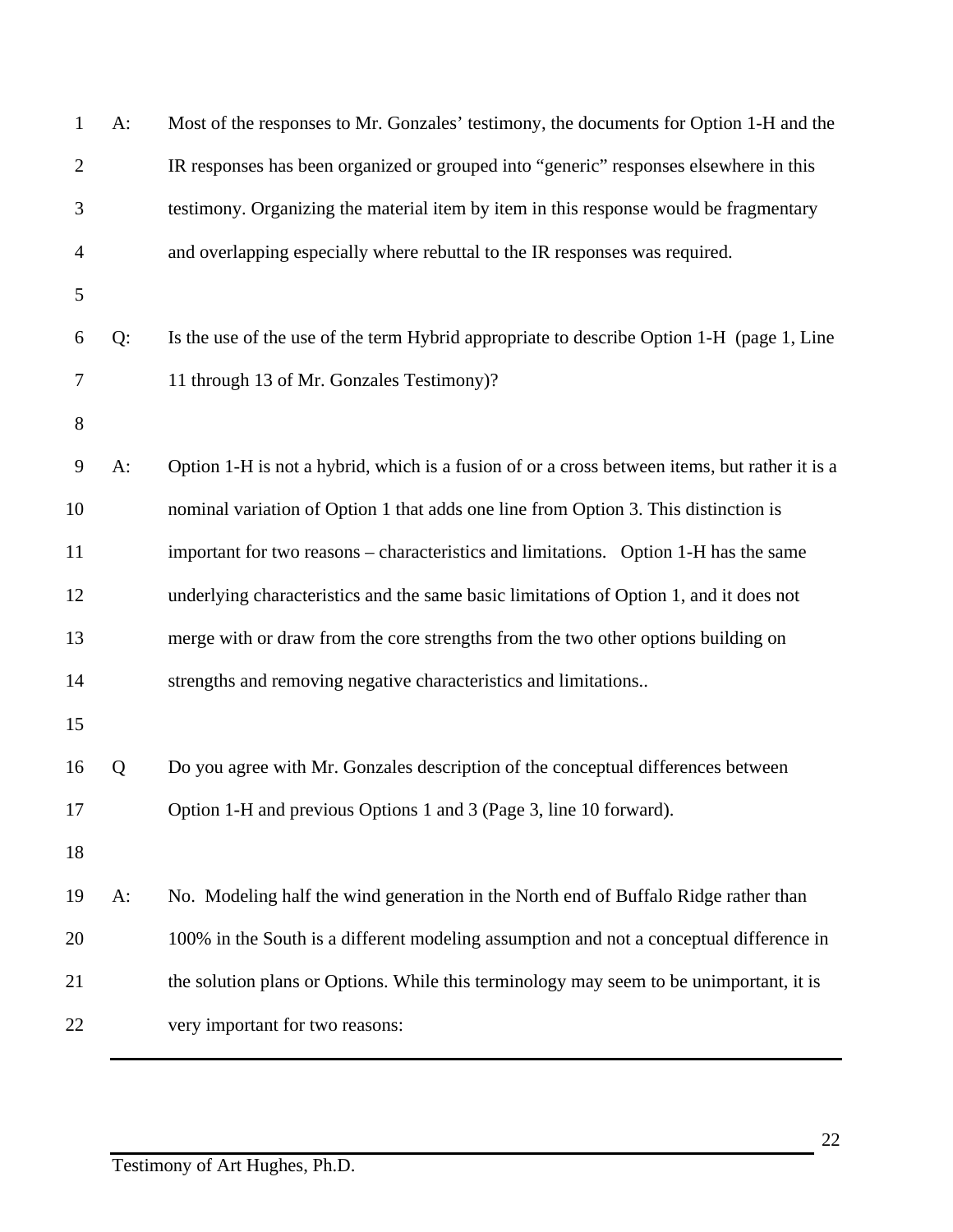A: Most of the responses to Mr. Gonzales' testimony, the documents for Option 1-H and the IR responses has been organized or grouped into "generic" responses elsewhere in this testimony. Organizing the material item by item in this response would be fragmentary and overlapping especially where rebuttal to the IR responses was required.

Q: Is the use of the use of the term Hybrid appropriate to describe Option 1-H (page 1, Line 11 through 13 of Mr. Gonzales Testimony)?

A: Option 1-H is not a hybrid, which is a fusion of or a cross between items, but rather it is a nominal variation of Option 1 that adds one line from Option 3. This distinction is important for two reasons – characteristics and limitations. Option 1-H has the same underlying characteristics and the same basic limitations of Option 1, and it does not merge with or draw from the core strengths from the two other options building on strengths and removing negative characteristics and limitations..

Q Do you agree with Mr. Gonzales description of the conceptual differences between Option 1-H and previous Options 1 and 3 (Page 3, line 10 forward).

A: No. Modeling half the wind generation in the North end of Buffalo Ridge rather than 100% in the South is a different modeling assumption and not a conceptual difference in the solution plans or Options. While this terminology may seem to be unimportant, it is very important for two reasons: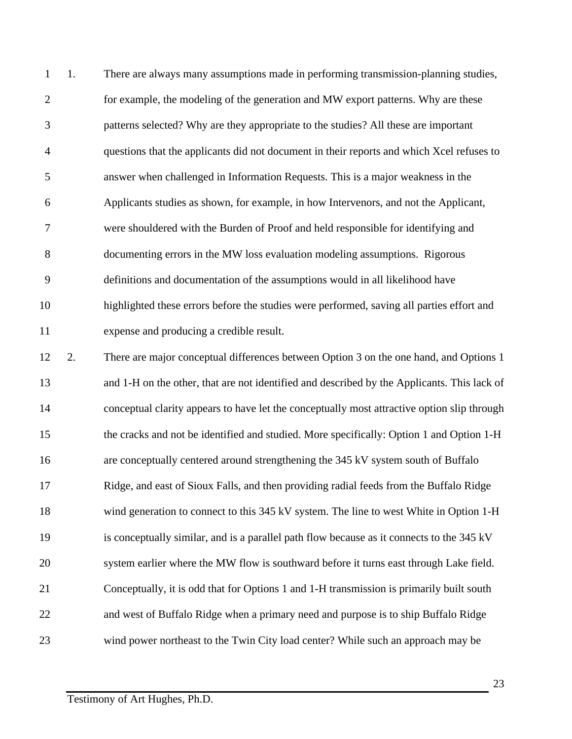1. There are always many assumptions made in performing transmission-planning studies, for example, the modeling of the generation and MW export patterns. Why are these patterns selected? Why are they appropriate to the studies? All these are important questions that the applicants did not document in their reports and which Xcel refuses to answer when challenged in Information Requests. This is a major weakness in the Applicants studies as shown, for example, in how Intervenors, and not the Applicant, were shouldered with the Burden of Proof and held responsible for identifying and documenting errors in the MW loss evaluation modeling assumptions. Rigorous definitions and documentation of the assumptions would in all likelihood have highlighted these errors before the studies were performed, saving all parties effort and expense and producing a credible result.

2. There are major conceptual differences between Option 3 on the one hand, and Options 1 and 1-H on the other, that are not identified and described by the Applicants. This lack of conceptual clarity appears to have let the conceptually most attractive option slip through the cracks and not be identified and studied. More specifically: Option 1 and Option 1-H are conceptually centered around strengthening the 345 kV system south of Buffalo Ridge, and east of Sioux Falls, and then providing radial feeds from the Buffalo Ridge wind generation to connect to this 345 kV system. The line to west White in Option 1-H is conceptually similar, and is a parallel path flow because as it connects to the 345 kV system earlier where the MW flow is southward before it turns east through Lake field. Conceptually, it is odd that for Options 1 and 1-H transmission is primarily built south and west of Buffalo Ridge when a primary need and purpose is to ship Buffalo Ridge wind power northeast to the Twin City load center? While such an approach may be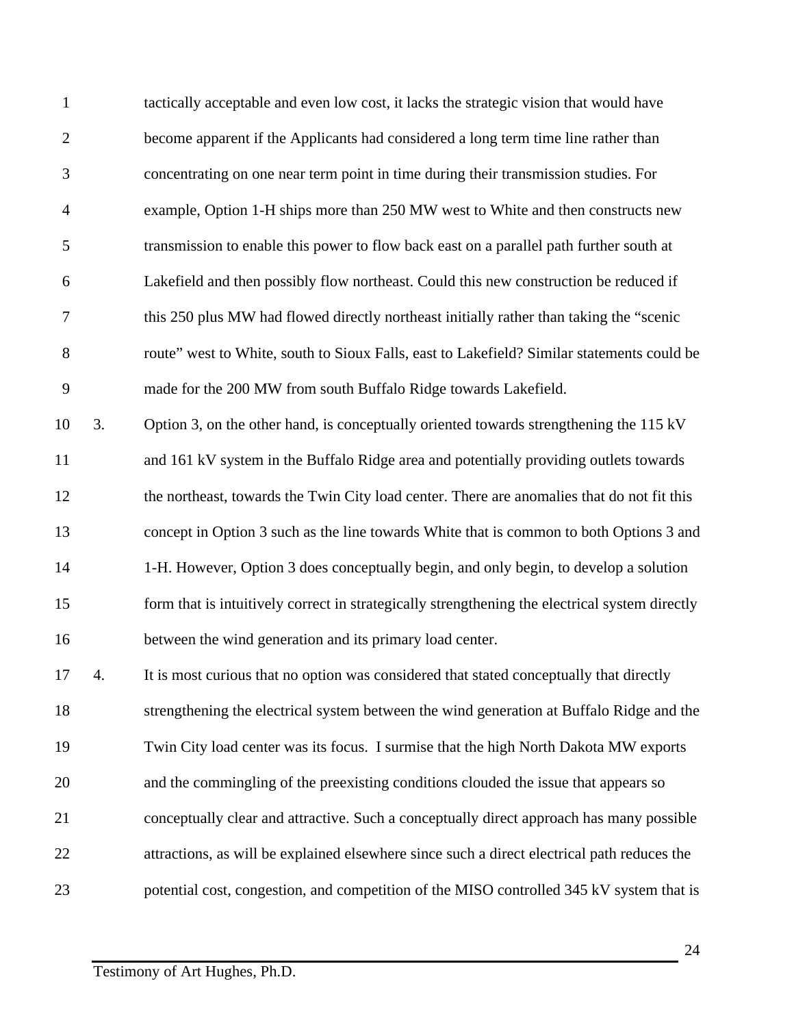tactically acceptable and even low cost, it lacks the strategic vision that would have become apparent if the Applicants had considered a long term time line rather than concentrating on one near term point in time during their transmission studies. For example, Option 1-H ships more than 250 MW west to White and then constructs new transmission to enable this power to flow back east on a parallel path further south at Lakefield and then possibly flow northeast. Could this new construction be reduced if this 250 plus MW had flowed directly northeast initially rather than taking the "scenic route" west to White, south to Sioux Falls, east to Lakefield? Similar statements could be made for the 200 MW from south Buffalo Ridge towards Lakefield.

3. Option 3, on the other hand, is conceptually oriented towards strengthening the 115 kV and 161 kV system in the Buffalo Ridge area and potentially providing outlets towards the northeast, towards the Twin City load center. There are anomalies that do not fit this concept in Option 3 such as the line towards White that is common to both Options 3 and 1-H. However, Option 3 does conceptually begin, and only begin, to develop a solution form that is intuitively correct in strategically strengthening the electrical system directly between the wind generation and its primary load center.

4. It is most curious that no option was considered that stated conceptually that directly strengthening the electrical system between the wind generation at Buffalo Ridge and the Twin City load center was its focus. I surmise that the high North Dakota MW exports and the commingling of the preexisting conditions clouded the issue that appears so conceptually clear and attractive. Such a conceptually direct approach has many possible attractions, as will be explained elsewhere since such a direct electrical path reduces the potential cost, congestion, and competition of the MISO controlled 345 kV system that is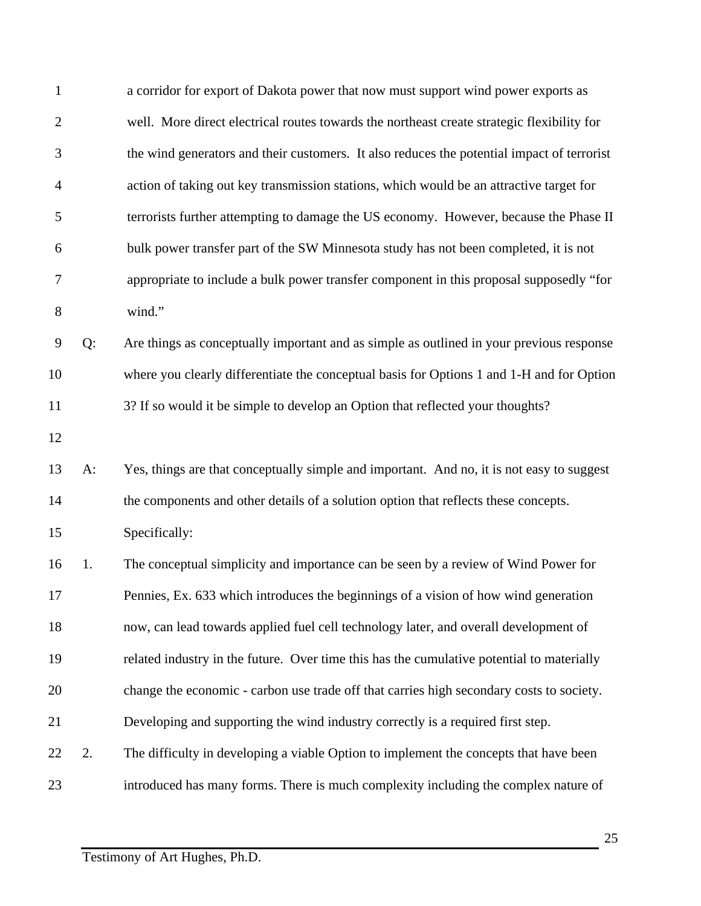a corridor for export of Dakota power that now must support wind power exports as well. More direct electrical routes towards the northeast create strategic flexibility for the wind generators and their customers. It also reduces the potential impact of terrorist action of taking out key transmission stations, which would be an attractive target for terrorists further attempting to damage the US economy. However, because the Phase II bulk power transfer part of the SW Minnesota study has not been completed, it is not appropriate to include a bulk power transfer component in this proposal supposedly "for wind."

Q: Are things as conceptually important and as simple as outlined in your previous response where you clearly differentiate the conceptual basis for Options 1 and 1-H and for Option 3? If so would it be simple to develop an Option that reflected your thoughts?

A: Yes, things are that conceptually simple and important. And no, it is not easy to suggest the components and other details of a solution option that reflects these concepts. Specifically:

1. The conceptual simplicity and importance can be seen by a review of Wind Power for Pennies, Ex. 633 which introduces the beginnings of a vision of how wind generation now, can lead towards applied fuel cell technology later, and overall development of related industry in the future. Over time this has the cumulative potential to materially change the economic - carbon use trade off that carries high secondary costs to society. Developing and supporting the wind industry correctly is a required first step.
2. The difficulty in developing a viable Option to implement the concepts that have been introduced has many forms. There is much complexity including the complex nature of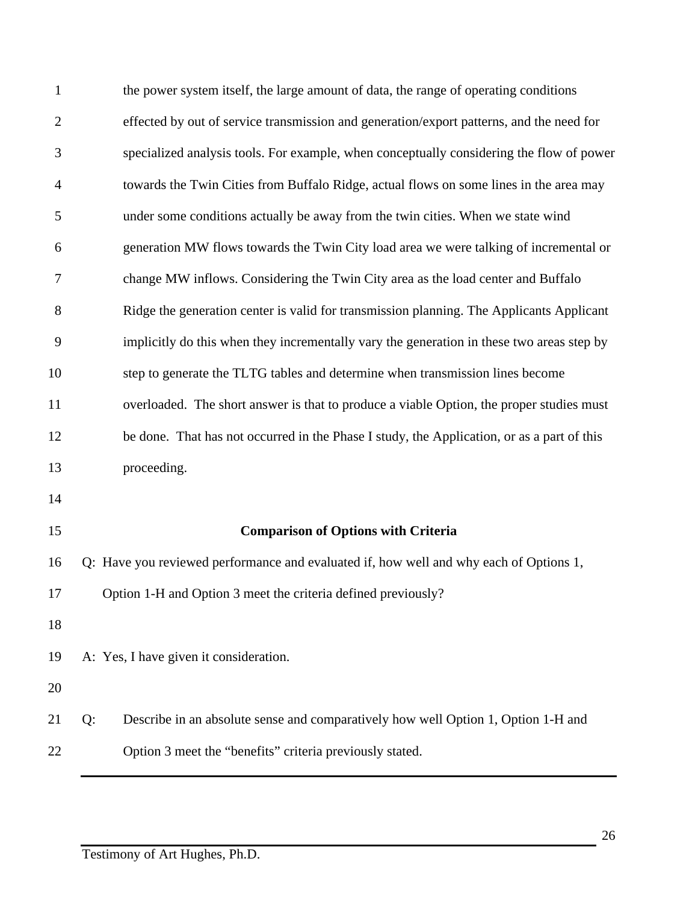the power system itself, the large amount of data, the range of operating conditions effected by out of service transmission and generation/export patterns, and the need for specialized analysis tools. For example, when conceptually considering the flow of power towards the Twin Cities from Buffalo Ridge, actual flows on some lines in the area may under some conditions actually be away from the twin cities. When we state wind generation MW flows towards the Twin City load area we were talking of incremental or change MW inflows. Considering the Twin City area as the load center and Buffalo Ridge the generation center is valid for transmission planning. The Applicants Applicant implicitly do this when they incrementally vary the generation in these two areas step by step to generate the TLTG tables and determine when transmission lines become overloaded. The short answer is that to produce a viable Option, the proper studies must be done. That has not occurred in the Phase I study, the Application, or as a part of this proceeding.

**Comparison of Options with Criteria**

Q: Have you reviewed performance and evaluated if, how well and why each of Options 1, Option 1-H and Option 3 meet the criteria defined previously?

A: Yes, I have given it consideration.

Q: Describe in an absolute sense and comparatively how well Option 1, Option 1-H and Option 3 meet the "benefits" criteria previously stated.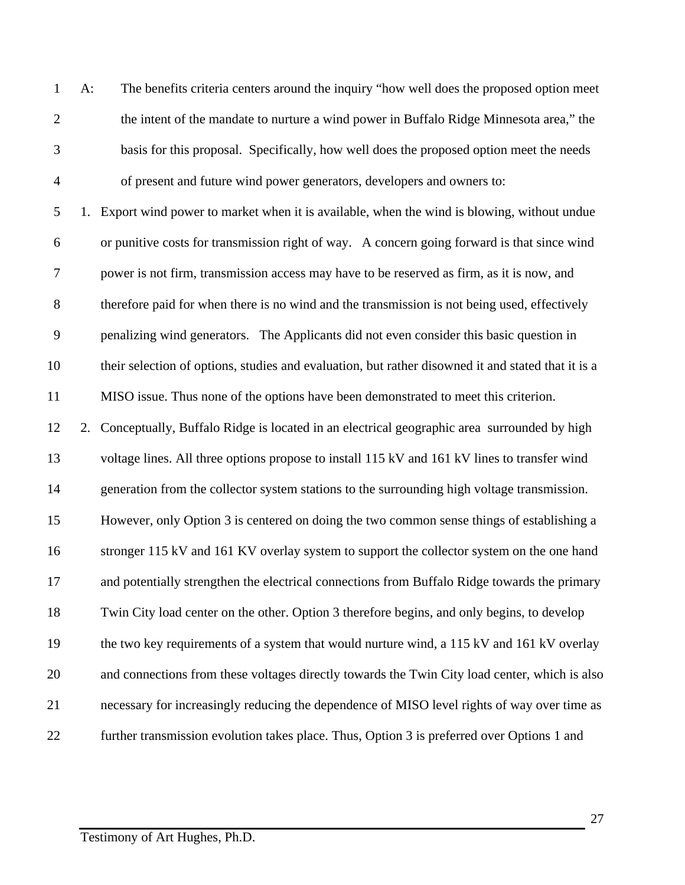A: The benefits criteria centers around the inquiry "how well does the proposed option meet the intent of the mandate to nurture a wind power in Buffalo Ridge Minnesota area," the basis for this proposal. Specifically, how well does the proposed option meet the needs of present and future wind power generators, developers and owners to:

1. Export wind power to market when it is available, when the wind is blowing, without undue or punitive costs for transmission right of way. A concern going forward is that since wind power is not firm, transmission access may have to be reserved as firm, as it is now, and therefore paid for when there is no wind and the transmission is not being used, effectively penalizing wind generators. The Applicants did not even consider this basic question in their selection of options, studies and evaluation, but rather disowned it and stated that it is a MISO issue. Thus none of the options have been demonstrated to meet this criterion.
2. Conceptually, Buffalo Ridge is located in an electrical geographic area surrounded by high voltage lines. All three options propose to install 115 kV and 161 kV lines to transfer wind generation from the collector system stations to the surrounding high voltage transmission. However, only Option 3 is centered on doing the two common sense things of establishing a stronger 115 kV and 161 KV overlay system to support the collector system on the one hand and potentially strengthen the electrical connections from Buffalo Ridge towards the primary Twin City load center on the other. Option 3 therefore begins, and only begins, to develop the two key requirements of a system that would nurture wind, a 115 kV and 161 kV overlay and connections from these voltages directly towards the Twin City load center, which is also necessary for increasingly reducing the dependence of MISO level rights of way over time as further transmission evolution takes place. Thus, Option 3 is preferred over Options 1 and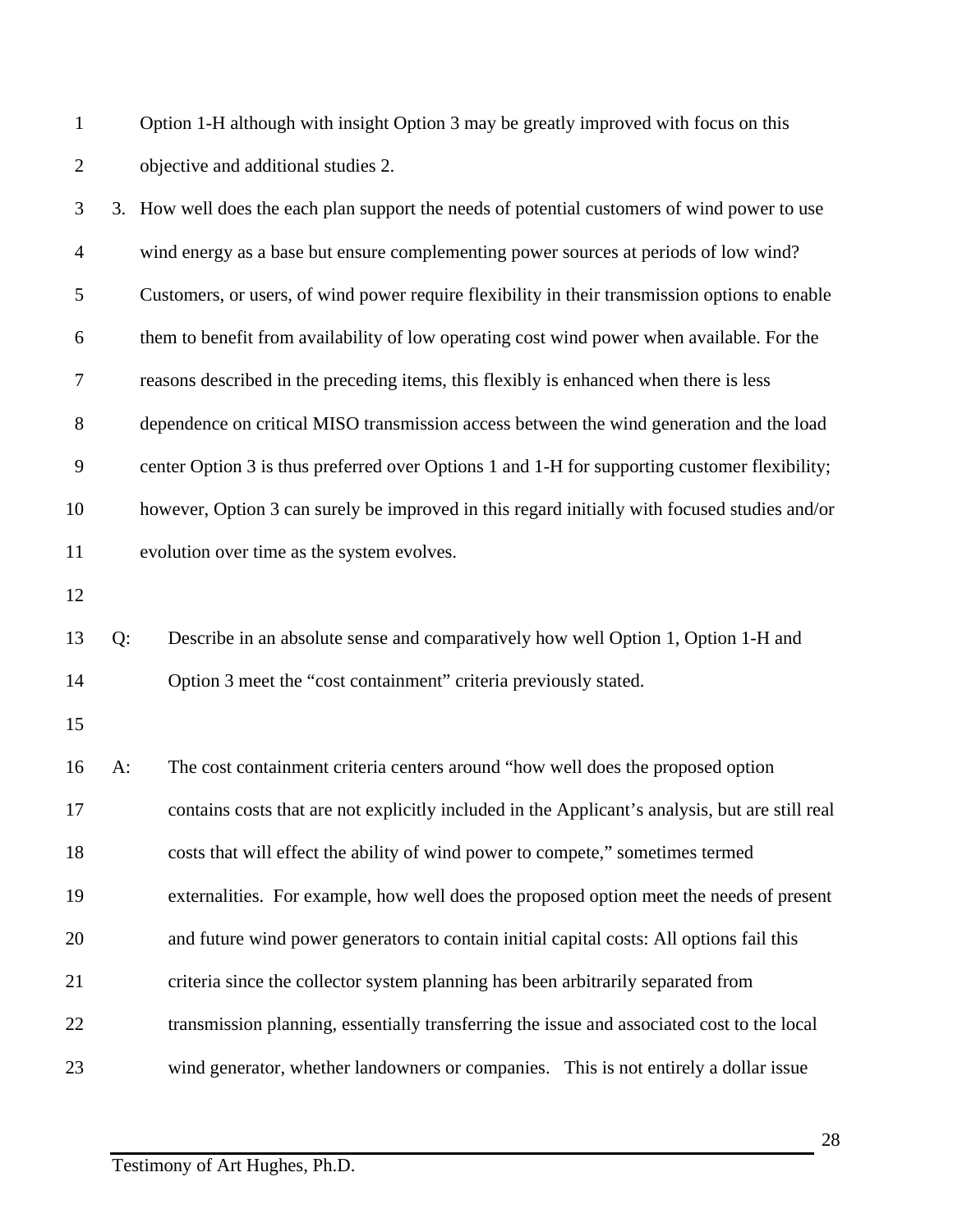Option 1-H although with insight Option 3 may be greatly improved with focus on this objective and additional studies 2.

3. How well does the each plan support the needs of potential customers of wind power to use wind energy as a base but ensure complementing power sources at periods of low wind? Customers, or users, of wind power require flexibility in their transmission options to enable them to benefit from availability of low operating cost wind power when available. For the reasons described in the preceding items, this flexibly is enhanced when there is less dependence on critical MISO transmission access between the wind generation and the load center Option 3 is thus preferred over Options 1 and 1-H for supporting customer flexibility; however, Option 3 can surely be improved in this regard initially with focused studies and/or evolution over time as the system evolves.

Q: Describe in an absolute sense and comparatively how well Option 1, Option 1-H and Option 3 meet the "cost containment" criteria previously stated.

A: The cost containment criteria centers around "how well does the proposed option contains costs that are not explicitly included in the Applicant's analysis, but are still real costs that will effect the ability of wind power to compete," sometimes termed externalities. For example, how well does the proposed option meet the needs of present and future wind power generators to contain initial capital costs: All options fail this criteria since the collector system planning has been arbitrarily separated from transmission planning, essentially transferring the issue and associated cost to the local wind generator, whether landowners or companies. This is not entirely a dollar issue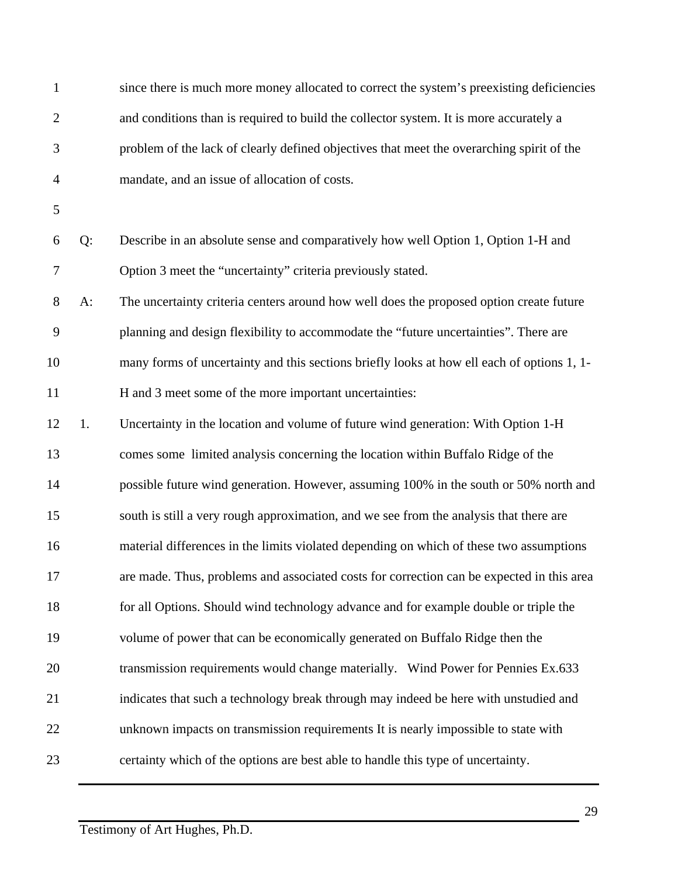since there is much more money allocated to correct the system's preexisting deficiencies and conditions than is required to build the collector system. It is more accurately a problem of the lack of clearly defined objectives that meet the overarching spirit of the mandate, and an issue of allocation of costs.

Q: Describe in an absolute sense and comparatively how well Option 1, Option 1-H and Option 3 meet the "uncertainty" criteria previously stated.

A: The uncertainty criteria centers around how well does the proposed option create future planning and design flexibility to accommodate the "future uncertainties". There are many forms of uncertainty and this sections briefly looks at how ell each of options 1, 1-H and 3 meet some of the more important uncertainties:

1. Uncertainty in the location and volume of future wind generation: With Option 1-H comes some limited analysis concerning the location within Buffalo Ridge of the possible future wind generation. However, assuming 100% in the south or 50% north and south is still a very rough approximation, and we see from the analysis that there are material differences in the limits violated depending on which of these two assumptions are made. Thus, problems and associated costs for correction can be expected in this area for all Options. Should wind technology advance and for example double or triple the volume of power that can be economically generated on Buffalo Ridge then the transmission requirements would change materially. Wind Power for Pennies Ex.633 indicates that such a technology break through may indeed be here with unstudied and unknown impacts on transmission requirements It is nearly impossible to state with certainty which of the options are best able to handle this type of uncertainty.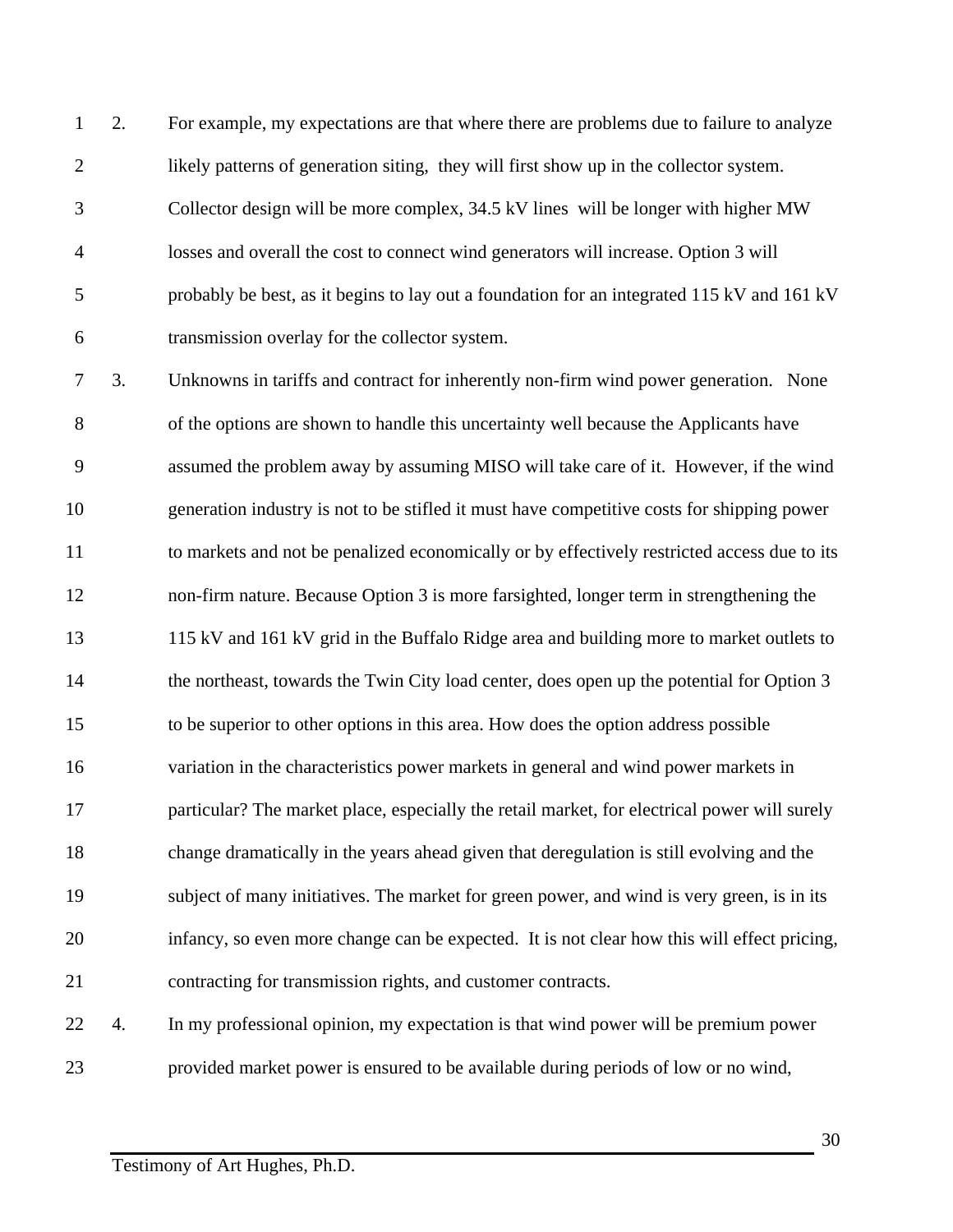2. For example, my expectations are that where there are problems due to failure to analyze likely patterns of generation siting, they will first show up in the collector system. Collector design will be more complex, 34.5 kV lines will be longer with higher MW losses and overall the cost to connect wind generators will increase. Option 3 will probably be best, as it begins to lay out a foundation for an integrated 115 kV and 161 kV transmission overlay for the collector system.

3. Unknowns in tariffs and contract for inherently non-firm wind power generation. None of the options are shown to handle this uncertainty well because the Applicants have assumed the problem away by assuming MISO will take care of it. However, if the wind generation industry is not to be stifled it must have competitive costs for shipping power to markets and not be penalized economically or by effectively restricted access due to its non-firm nature. Because Option 3 is more farsighted, longer term in strengthening the 115 kV and 161 kV grid in the Buffalo Ridge area and building more to market outlets to the northeast, towards the Twin City load center, does open up the potential for Option 3 to be superior to other options in this area. How does the option address possible variation in the characteristics power markets in general and wind power markets in particular? The market place, especially the retail market, for electrical power will surely change dramatically in the years ahead given that deregulation is still evolving and the subject of many initiatives. The market for green power, and wind is very green, is in its infancy, so even more change can be expected. It is not clear how this will effect pricing, contracting for transmission rights, and customer contracts.

4. In my professional opinion, my expectation is that wind power will be premium power provided market power is ensured to be available during periods of low or no wind,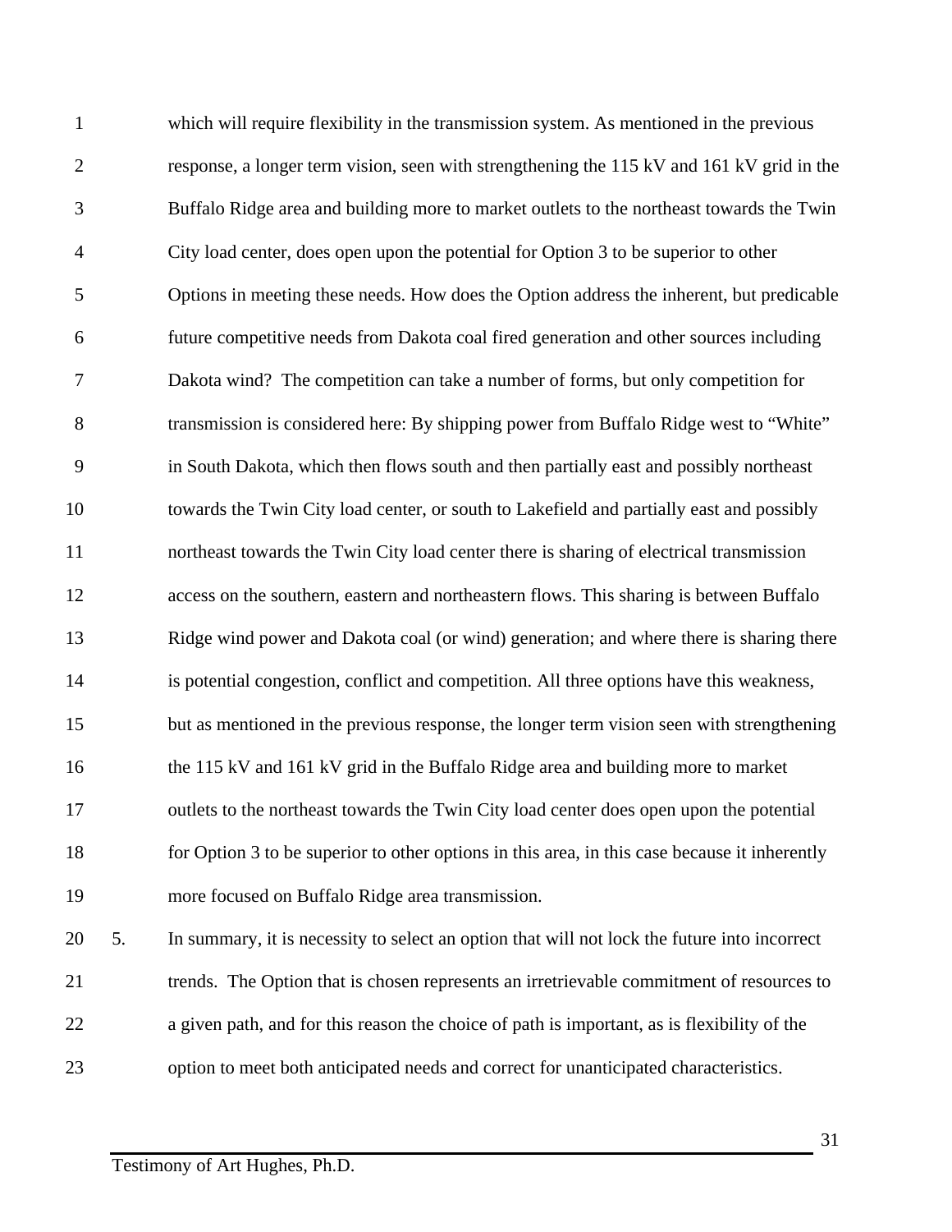which will require flexibility in the transmission system. As mentioned in the previous response, a longer term vision, seen with strengthening the 115 kV and 161 kV grid in the Buffalo Ridge area and building more to market outlets to the northeast towards the Twin City load center, does open upon the potential for Option 3 to be superior to other Options in meeting these needs. How does the Option address the inherent, but predicable future competitive needs from Dakota coal fired generation and other sources including Dakota wind? The competition can take a number of forms, but only competition for transmission is considered here: By shipping power from Buffalo Ridge west to "White" in South Dakota, which then flows south and then partially east and possibly northeast towards the Twin City load center, or south to Lakefield and partially east and possibly northeast towards the Twin City load center there is sharing of electrical transmission access on the southern, eastern and northeastern flows. This sharing is between Buffalo Ridge wind power and Dakota coal (or wind) generation; and where there is sharing there is potential congestion, conflict and competition. All three options have this weakness, but as mentioned in the previous response, the longer term vision seen with strengthening the 115 kV and 161 kV grid in the Buffalo Ridge area and building more to market outlets to the northeast towards the Twin City load center does open upon the potential for Option 3 to be superior to other options in this area, in this case because it inherently more focused on Buffalo Ridge area transmission.

5. In summary, it is necessity to select an option that will not lock the future into incorrect trends. The Option that is chosen represents an irretrievable commitment of resources to a given path, and for this reason the choice of path is important, as is flexibility of the option to meet both anticipated needs and correct for unanticipated characteristics.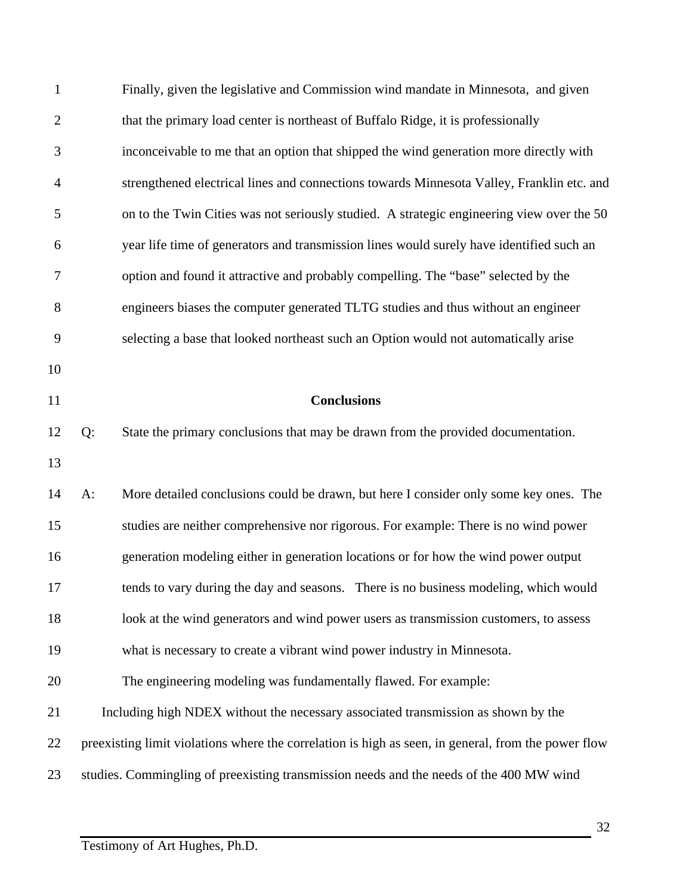Finally, given the legislative and Commission wind mandate in Minnesota, and given that the primary load center is northeast of Buffalo Ridge, it is professionally inconceivable to me that an option that shipped the wind generation more directly with strengthened electrical lines and connections towards Minnesota Valley, Franklin etc. and on to the Twin Cities was not seriously studied. A strategic engineering view over the 50 year life time of generators and transmission lines would surely have identified such an option and found it attractive and probably compelling. The "base" selected by the engineers biases the computer generated TLTG studies and thus without an engineer selecting a base that looked northeast such an Option would not automatically arise

## Conclusions

Q: State the primary conclusions that may be drawn from the provided documentation.

A: More detailed conclusions could be drawn, but here I consider only some key ones. The studies are neither comprehensive nor rigorous. For example: There is no wind power generation modeling either in generation locations or for how the wind power output tends to vary during the day and seasons. There is no business modeling, which would look at the wind generators and wind power users as transmission customers, to assess what is necessary to create a vibrant wind power industry in Minnesota.

The engineering modeling was fundamentally flawed. For example:

Including high NDEX without the necessary associated transmission as shown by the preexisting limit violations where the correlation is high as seen, in general, from the power flow studies. Commingling of preexisting transmission needs and the needs of the 400 MW wind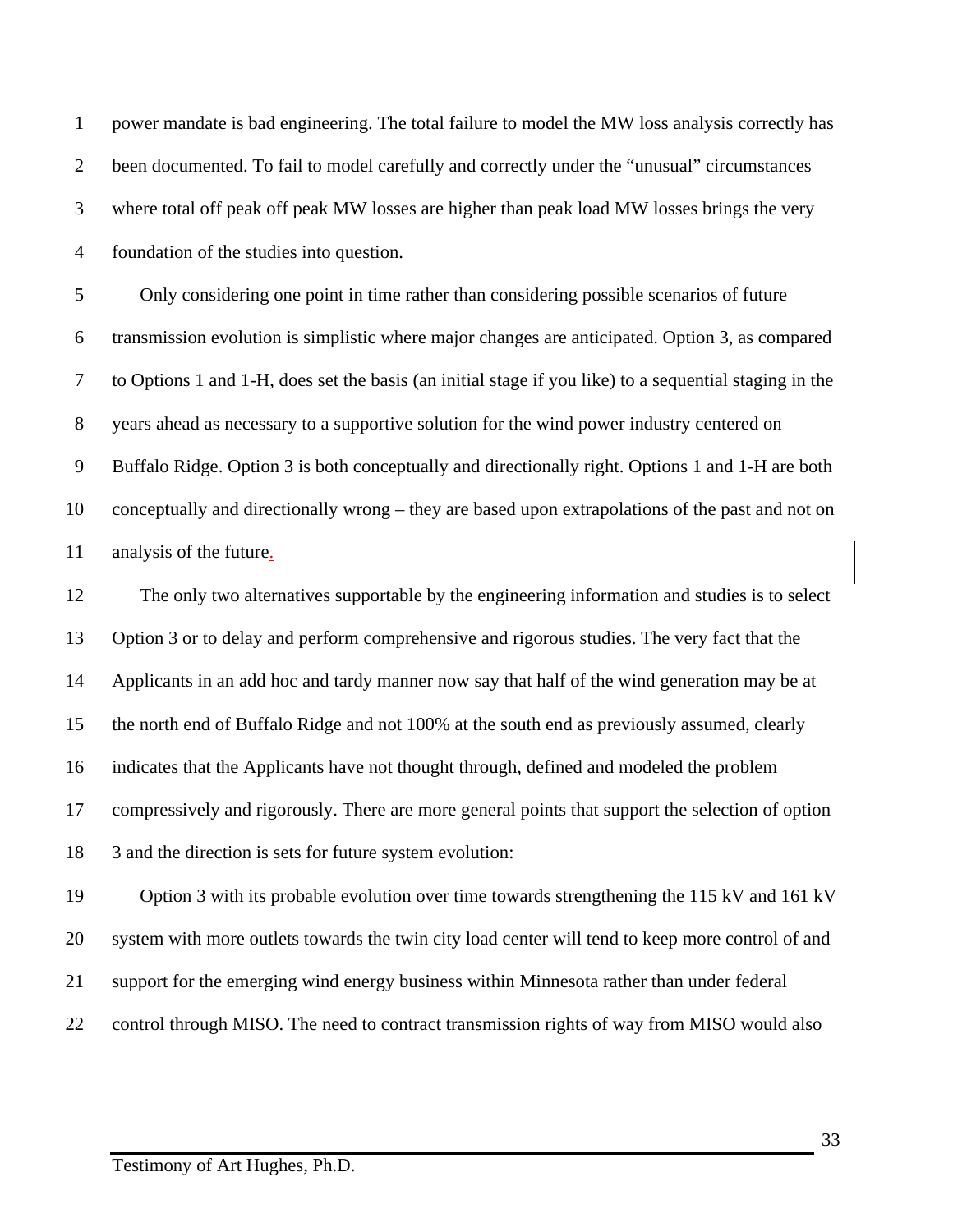power mandate is bad engineering. The total failure to model the MW loss analysis correctly has been documented. To fail to model carefully and correctly under the "unusual" circumstances where total off peak off peak MW losses are higher than peak load MW losses brings the very foundation of the studies into question.

Only considering one point in time rather than considering possible scenarios of future transmission evolution is simplistic where major changes are anticipated. Option 3, as compared to Options 1 and 1-H, does set the basis (an initial stage if you like) to a sequential staging in the years ahead as necessary to a supportive solution for the wind power industry centered on Buffalo Ridge. Option 3 is both conceptually and directionally right. Options 1 and 1-H are both conceptually and directionally wrong – they are based upon extrapolations of the past and not on analysis of the future.

The only two alternatives supportable by the engineering information and studies is to select Option 3 or to delay and perform comprehensive and rigorous studies. The very fact that the Applicants in an add hoc and tardy manner now say that half of the wind generation may be at the north end of Buffalo Ridge and not 100% at the south end as previously assumed, clearly indicates that the Applicants have not thought through, defined and modeled the problem compressively and rigorously. There are more general points that support the selection of option 3 and the direction is sets for future system evolution:

Option 3 with its probable evolution over time towards strengthening the 115 kV and 161 kV system with more outlets towards the twin city load center will tend to keep more control of and support for the emerging wind energy business within Minnesota rather than under federal control through MISO. The need to contract transmission rights of way from MISO would also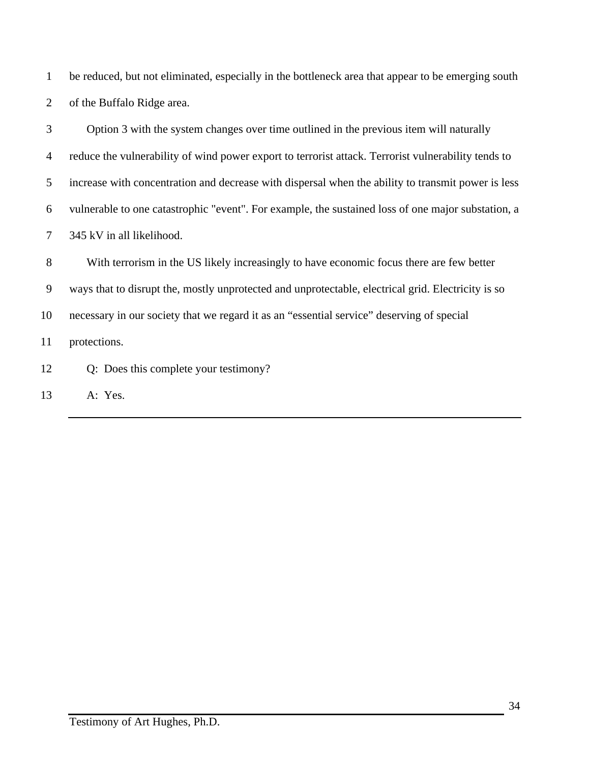be reduced, but not eliminated, especially in the bottleneck area that appear to be emerging south of the Buffalo Ridge area.

Option 3 with the system changes over time outlined in the previous item will naturally reduce the vulnerability of wind power export to terrorist attack. Terrorist vulnerability tends to increase with concentration and decrease with dispersal when the ability to transmit power is less vulnerable to one catastrophic "event". For example, the sustained loss of one major substation, a 345 kV in all likelihood.

With terrorism in the US likely increasingly to have economic focus there are few better ways that to disrupt the, mostly unprotected and unprotectable, electrical grid. Electricity is so necessary in our society that we regard it as an “essential service” deserving of special protections.

Q: Does this complete your testimony?

A: Yes.